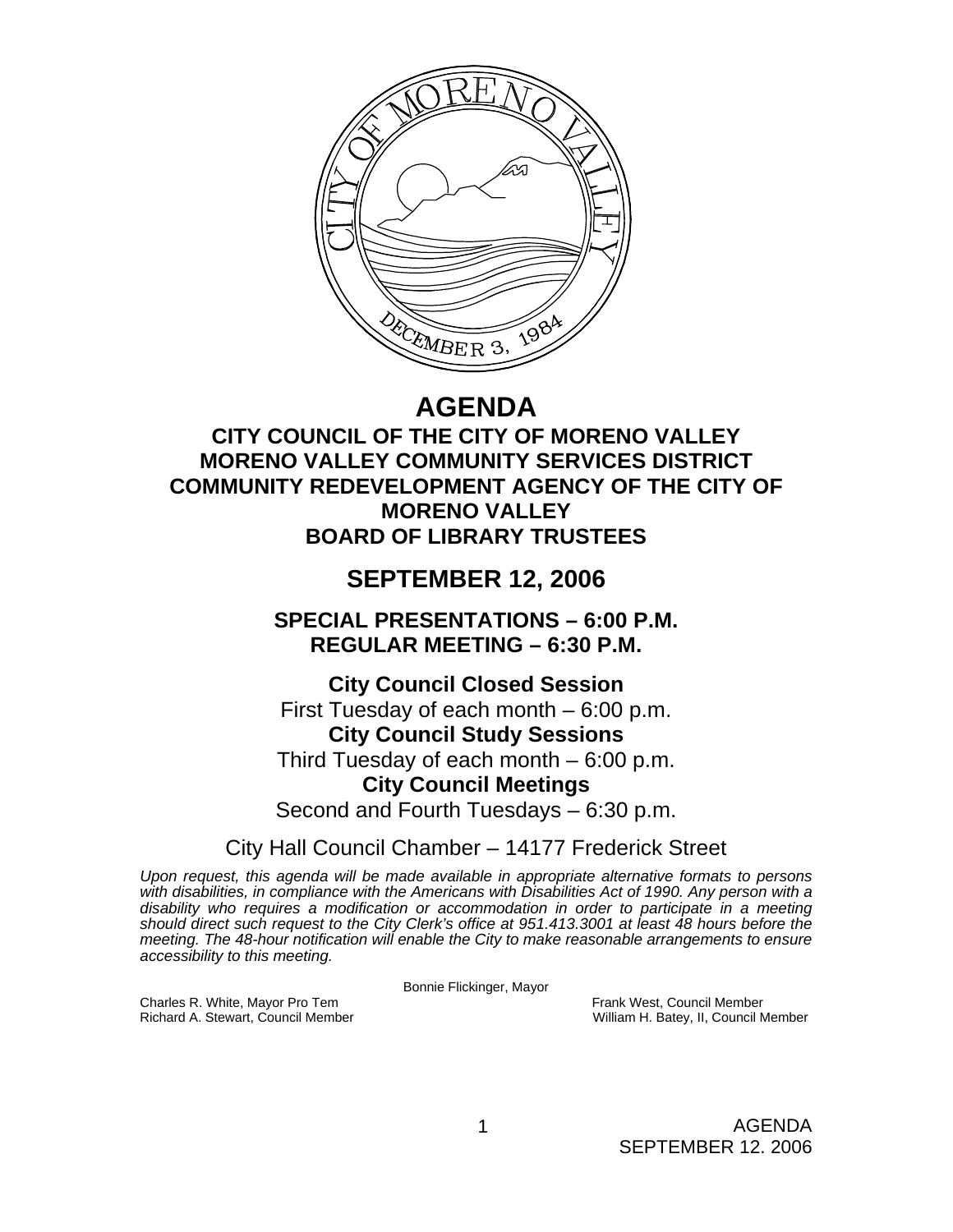# AGENDA

## CITY COUNCIL OF THE CITY OF MORENO VALLEY
## MORENO VALLEY COMMUNITY SERVICES DISTRICT
## COMMUNITY REDEVELOPMENT AGENCY OF THE CITY OF MORENO VALLEY
## BOARD OF LIBRARY TRUSTEES

## SEPTEMBER 12, 2006

### SPECIAL PRESENTATIONS – 6:00 P.M.
### REGULAR MEETING – 6:30 P.M.

**City Council Closed Session**
First Tuesday of each month – 6:00 p.m.

**City Council Study Sessions**
Third Tuesday of each month – 6:00 p.m.

**City Council Meetings**
Second and Fourth Tuesdays – 6:30 p.m.

City Hall Council Chamber – 14177 Frederick Street

*Upon request, this agenda will be made available in appropriate alternative formats to persons with disabilities, in compliance with the Americans with Disabilities Act of 1990. Any person with a disability who requires a modification or accommodation in order to participate in a meeting should direct such request to the City Clerk's office at 951.413.3001 at least 48 hours before the meeting. The 48-hour notification will enable the City to make reasonable arrangements to ensure accessibility to this meeting.*

Bonnie Flickinger, Mayor

Charles R. White, Mayor Pro Tem
Richard A. Stewart, Council Member
Frank West, Council Member
William H. Batey, II, Council Member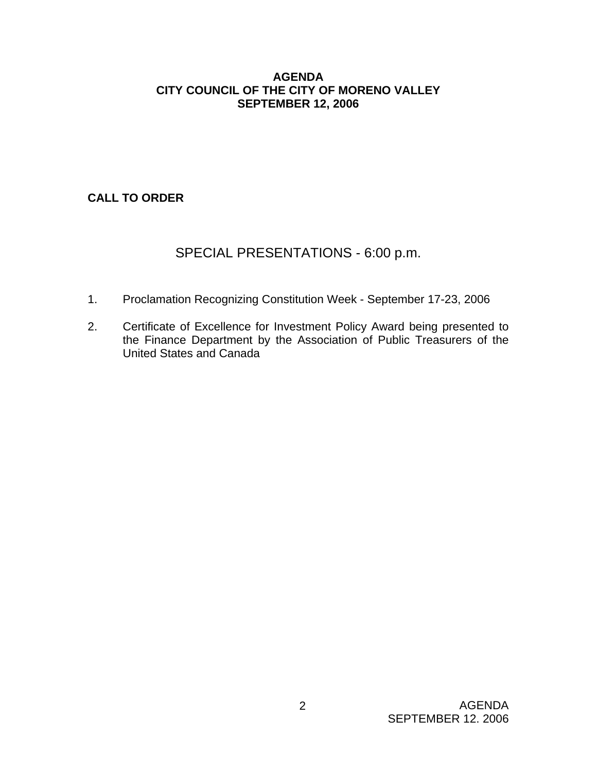**AGENDA**
**CITY COUNCIL OF THE CITY OF MORENO VALLEY**
**SEPTEMBER 12, 2006**

**CALL TO ORDER**

## SPECIAL PRESENTATIONS - 6:00 p.m.

1. Proclamation Recognizing Constitution Week - September 17-23, 2006

2. Certificate of Excellence for Investment Policy Award being presented to the Finance Department by the Association of Public Treasurers of the United States and Canada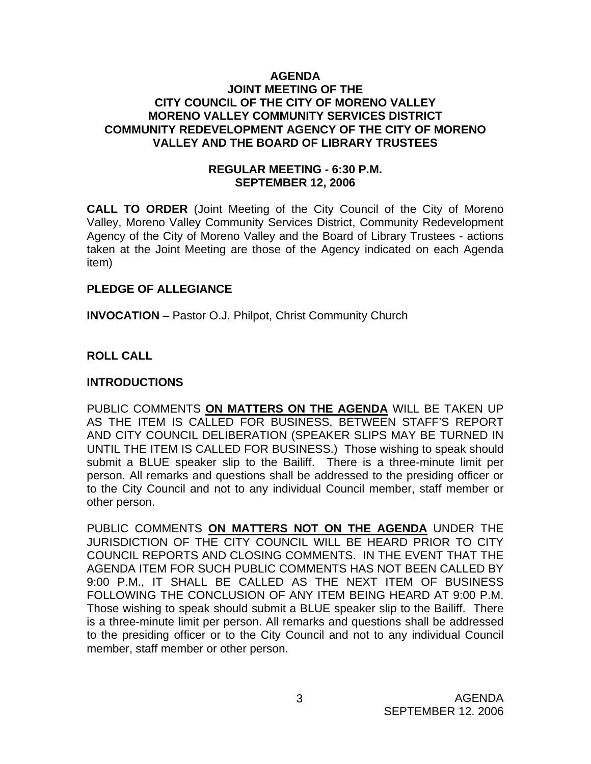# AGENDA
## JOINT MEETING OF THE CITY COUNCIL OF THE CITY OF MORENO VALLEY MORENO VALLEY COMMUNITY SERVICES DISTRICT COMMUNITY REDEVELOPMENT AGENCY OF THE CITY OF MORENO VALLEY AND THE BOARD OF LIBRARY TRUSTEES

### REGULAR MEETING - 6:30 P.M.
### SEPTEMBER 12, 2006

**CALL TO ORDER** (Joint Meeting of the City Council of the City of Moreno Valley, Moreno Valley Community Services District, Community Redevelopment Agency of the City of Moreno Valley and the Board of Library Trustees - actions taken at the Joint Meeting are those of the Agency indicated on each Agenda item)

**PLEDGE OF ALLEGIANCE**

**INVOCATION** – Pastor O.J. Philpot, Christ Community Church

**ROLL CALL**

**INTRODUCTIONS**

PUBLIC COMMENTS **ON MATTERS ON THE AGENDA** WILL BE TAKEN UP AS THE ITEM IS CALLED FOR BUSINESS, BETWEEN STAFF'S REPORT AND CITY COUNCIL DELIBERATION (SPEAKER SLIPS MAY BE TURNED IN UNTIL THE ITEM IS CALLED FOR BUSINESS.) Those wishing to speak should submit a BLUE speaker slip to the Bailiff. There is a three-minute limit per person. All remarks and questions shall be addressed to the presiding officer or to the City Council and not to any individual Council member, staff member or other person.

PUBLIC COMMENTS **ON MATTERS NOT ON THE AGENDA** UNDER THE JURISDICTION OF THE CITY COUNCIL WILL BE HEARD PRIOR TO CITY COUNCIL REPORTS AND CLOSING COMMENTS. IN THE EVENT THAT THE AGENDA ITEM FOR SUCH PUBLIC COMMENTS HAS NOT BEEN CALLED BY 9:00 P.M., IT SHALL BE CALLED AS THE NEXT ITEM OF BUSINESS FOLLOWING THE CONCLUSION OF ANY ITEM BEING HEARD AT 9:00 P.M. Those wishing to speak should submit a BLUE speaker slip to the Bailiff. There is a three-minute limit per person. All remarks and questions shall be addressed to the presiding officer or to the City Council and not to any individual Council member, staff member or other person.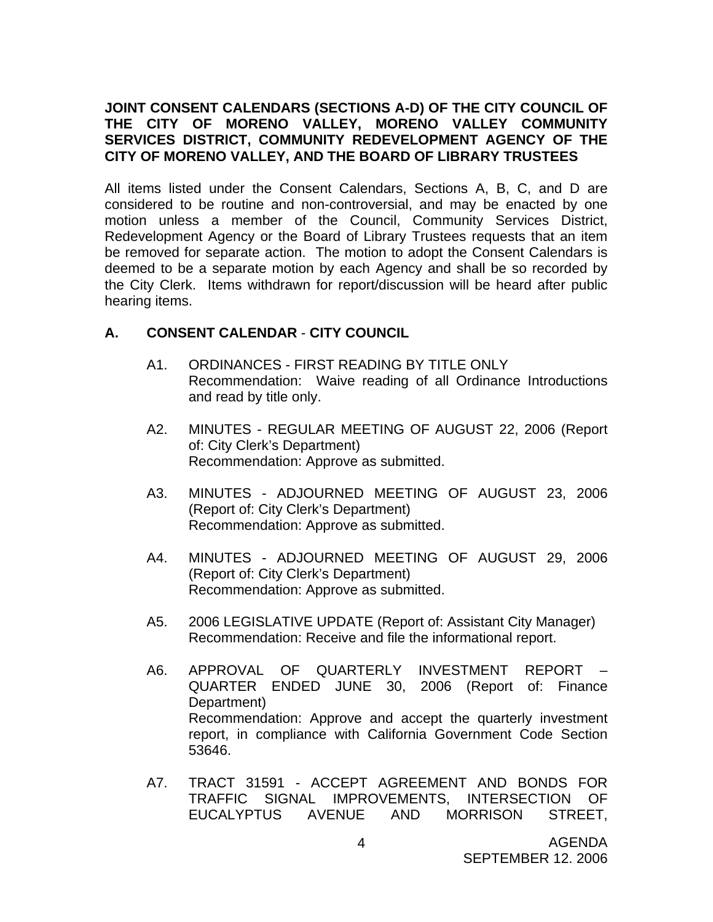**JOINT CONSENT CALENDARS (SECTIONS A-D) OF THE CITY COUNCIL OF THE CITY OF MORENO VALLEY, MORENO VALLEY COMMUNITY SERVICES DISTRICT, COMMUNITY REDEVELOPMENT AGENCY OF THE CITY OF MORENO VALLEY, AND THE BOARD OF LIBRARY TRUSTEES**

All items listed under the Consent Calendars, Sections A, B, C, and D are considered to be routine and non-controversial, and may be enacted by one motion unless a member of the Council, Community Services District, Redevelopment Agency or the Board of Library Trustees requests that an item be removed for separate action. The motion to adopt the Consent Calendars is deemed to be a separate motion by each Agency and shall be so recorded by the City Clerk. Items withdrawn for report/discussion will be heard after public hearing items.

## A. CONSENT CALENDAR - CITY COUNCIL

A1. ORDINANCES - FIRST READING BY TITLE ONLY
Recommendation: Waive reading of all Ordinance Introductions and read by title only.

A2. MINUTES - REGULAR MEETING OF AUGUST 22, 2006 (Report of: City Clerk's Department)
Recommendation: Approve as submitted.

A3. MINUTES - ADJOURNED MEETING OF AUGUST 23, 2006 (Report of: City Clerk's Department)
Recommendation: Approve as submitted.

A4. MINUTES - ADJOURNED MEETING OF AUGUST 29, 2006 (Report of: City Clerk's Department)
Recommendation: Approve as submitted.

A5. 2006 LEGISLATIVE UPDATE (Report of: Assistant City Manager)
Recommendation: Receive and file the informational report.

A6. APPROVAL OF QUARTERLY INVESTMENT REPORT – QUARTER ENDED JUNE 30, 2006 (Report of: Finance Department)
Recommendation: Approve and accept the quarterly investment report, in compliance with California Government Code Section 53646.

A7. TRACT 31591 - ACCEPT AGREEMENT AND BONDS FOR TRAFFIC SIGNAL IMPROVEMENTS, INTERSECTION OF EUCALYPTUS AVENUE AND MORRISON STREET,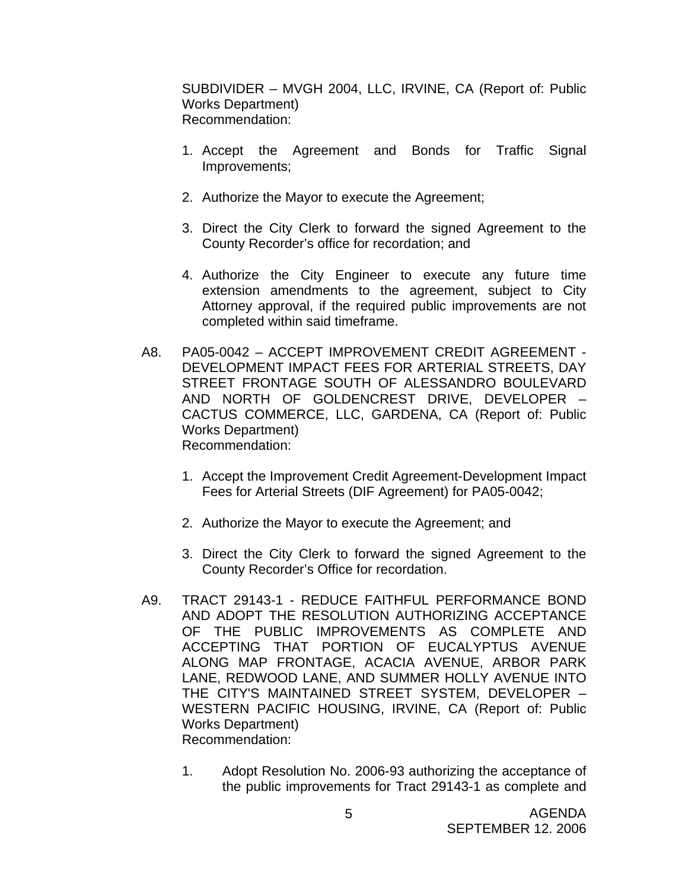SUBDIVIDER – MVGH 2004, LLC, IRVINE, CA (Report of: Public Works Department)
Recommendation:

1. Accept the Agreement and Bonds for Traffic Signal Improvements;

2. Authorize the Mayor to execute the Agreement;

3. Direct the City Clerk to forward the signed Agreement to the County Recorder's office for recordation; and

4. Authorize the City Engineer to execute any future time extension amendments to the agreement, subject to City Attorney approval, if the required public improvements are not completed within said timeframe.

A8. PA05-0042 – ACCEPT IMPROVEMENT CREDIT AGREEMENT - DEVELOPMENT IMPACT FEES FOR ARTERIAL STREETS, DAY STREET FRONTAGE SOUTH OF ALESSANDRO BOULEVARD AND NORTH OF GOLDENCREST DRIVE, DEVELOPER – CACTUS COMMERCE, LLC, GARDENA, CA (Report of: Public Works Department)
Recommendation:

1. Accept the Improvement Credit Agreement-Development Impact Fees for Arterial Streets (DIF Agreement) for PA05-0042;

2. Authorize the Mayor to execute the Agreement; and

3. Direct the City Clerk to forward the signed Agreement to the County Recorder's Office for recordation.

A9. TRACT 29143-1 - REDUCE FAITHFUL PERFORMANCE BOND AND ADOPT THE RESOLUTION AUTHORIZING ACCEPTANCE OF THE PUBLIC IMPROVEMENTS AS COMPLETE AND ACCEPTING THAT PORTION OF EUCALYPTUS AVENUE ALONG MAP FRONTAGE, ACACIA AVENUE, ARBOR PARK LANE, REDWOOD LANE, AND SUMMER HOLLY AVENUE INTO THE CITY'S MAINTAINED STREET SYSTEM, DEVELOPER – WESTERN PACIFIC HOUSING, IRVINE, CA (Report of: Public Works Department)
Recommendation:

1. Adopt Resolution No. 2006-93 authorizing the acceptance of the public improvements for Tract 29143-1 as complete and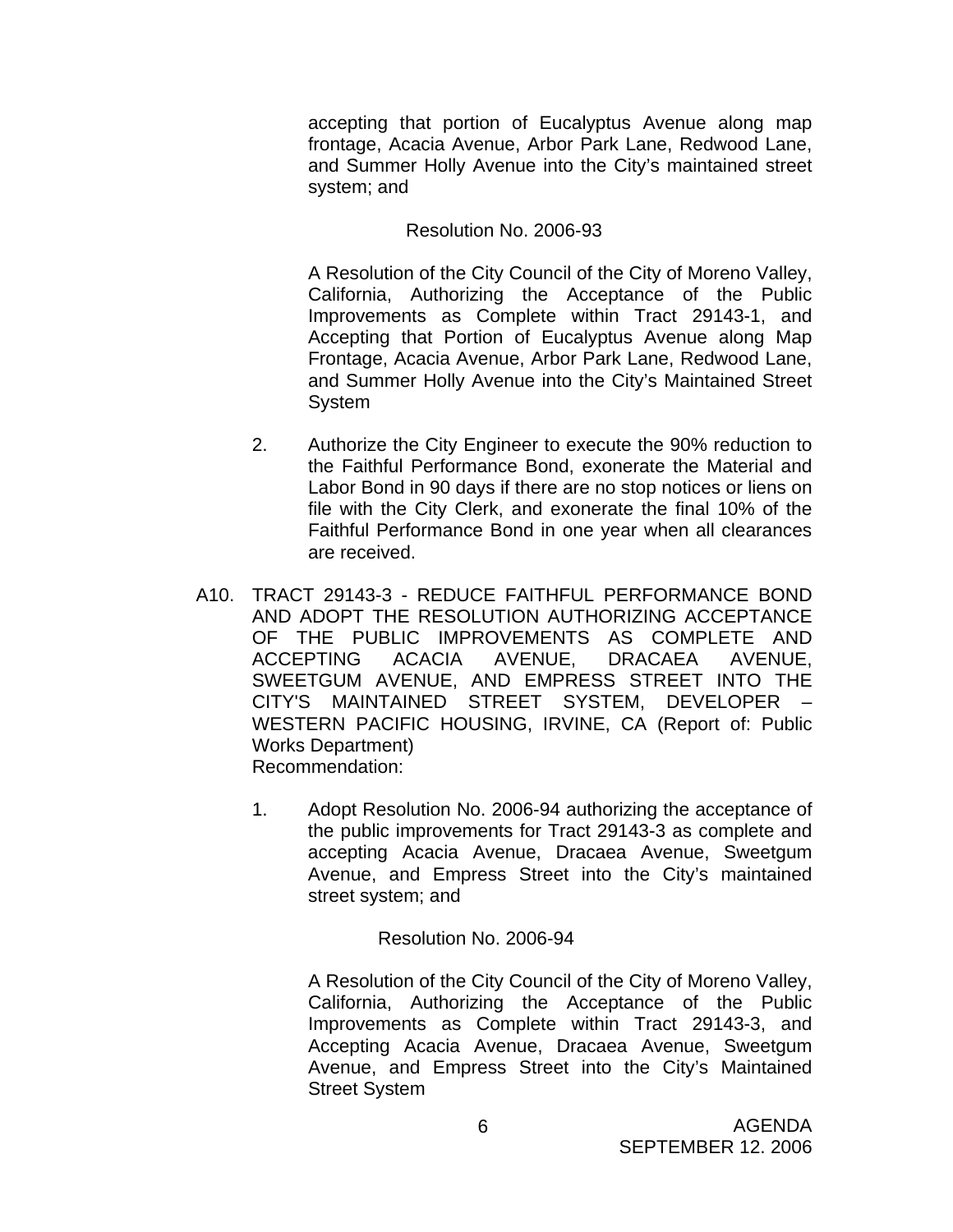accepting that portion of Eucalyptus Avenue along map frontage, Acacia Avenue, Arbor Park Lane, Redwood Lane, and Summer Holly Avenue into the City's maintained street system; and

Resolution No. 2006-93

A Resolution of the City Council of the City of Moreno Valley, California, Authorizing the Acceptance of the Public Improvements as Complete within Tract 29143-1, and Accepting that Portion of Eucalyptus Avenue along Map Frontage, Acacia Avenue, Arbor Park Lane, Redwood Lane, and Summer Holly Avenue into the City's Maintained Street System

2. Authorize the City Engineer to execute the 90% reduction to the Faithful Performance Bond, exonerate the Material and Labor Bond in 90 days if there are no stop notices or liens on file with the City Clerk, and exonerate the final 10% of the Faithful Performance Bond in one year when all clearances are received.

A10. TRACT 29143-3 - REDUCE FAITHFUL PERFORMANCE BOND AND ADOPT THE RESOLUTION AUTHORIZING ACCEPTANCE OF THE PUBLIC IMPROVEMENTS AS COMPLETE AND ACCEPTING ACACIA AVENUE, DRACAEA AVENUE, SWEETGUM AVENUE, AND EMPRESS STREET INTO THE CITY'S MAINTAINED STREET SYSTEM, DEVELOPER – WESTERN PACIFIC HOUSING, IRVINE, CA (Report of: Public Works Department)
Recommendation:

1. Adopt Resolution No. 2006-94 authorizing the acceptance of the public improvements for Tract 29143-3 as complete and accepting Acacia Avenue, Dracaea Avenue, Sweetgum Avenue, and Empress Street into the City's maintained street system; and

Resolution No. 2006-94

A Resolution of the City Council of the City of Moreno Valley, California, Authorizing the Acceptance of the Public Improvements as Complete within Tract 29143-3, and Accepting Acacia Avenue, Dracaea Avenue, Sweetgum Avenue, and Empress Street into the City's Maintained Street System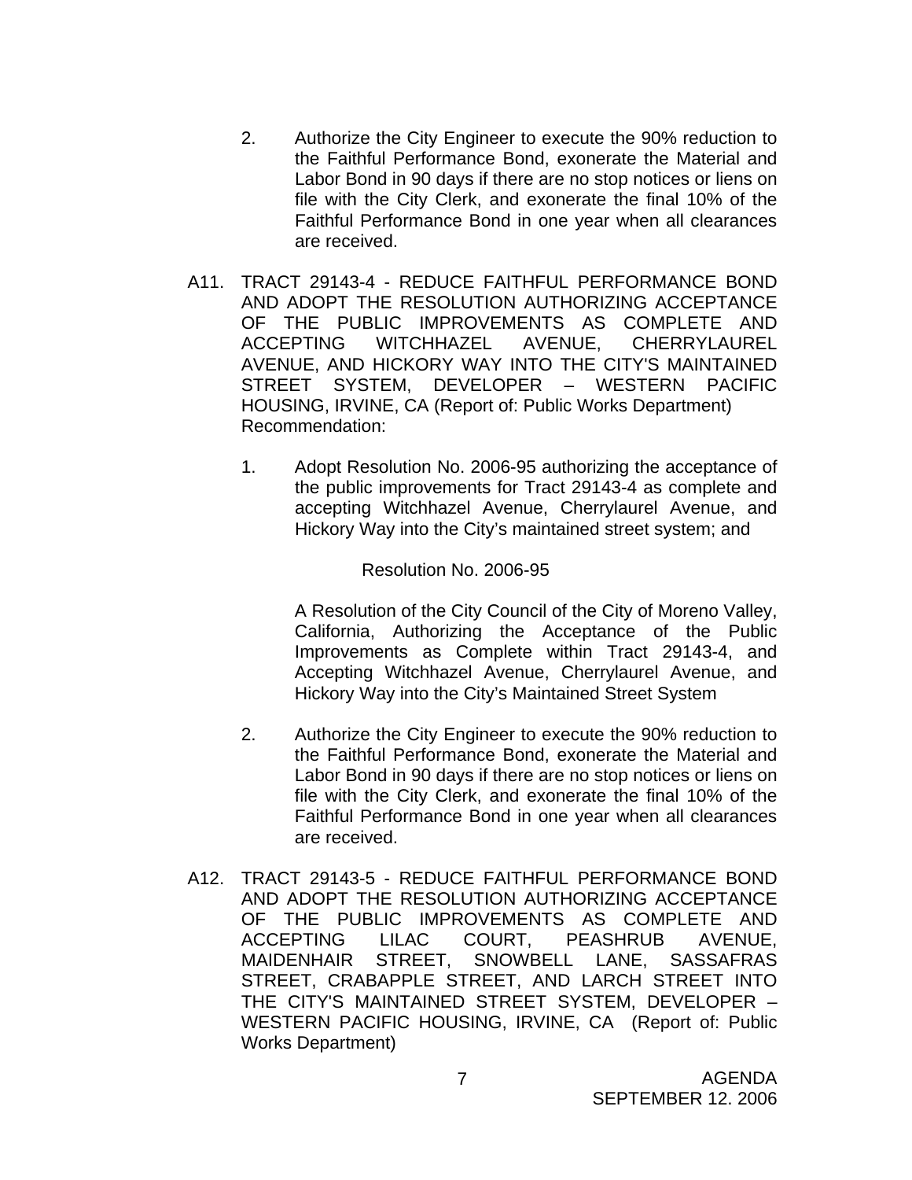2. Authorize the City Engineer to execute the 90% reduction to the Faithful Performance Bond, exonerate the Material and Labor Bond in 90 days if there are no stop notices or liens on file with the City Clerk, and exonerate the final 10% of the Faithful Performance Bond in one year when all clearances are received.

A11. TRACT 29143-4 - REDUCE FAITHFUL PERFORMANCE BOND AND ADOPT THE RESOLUTION AUTHORIZING ACCEPTANCE OF THE PUBLIC IMPROVEMENTS AS COMPLETE AND ACCEPTING WITCHHAZEL AVENUE, CHERRYLAUREL AVENUE, AND HICKORY WAY INTO THE CITY'S MAINTAINED STREET SYSTEM, DEVELOPER – WESTERN PACIFIC HOUSING, IRVINE, CA (Report of: Public Works Department)
Recommendation:

1. Adopt Resolution No. 2006-95 authorizing the acceptance of the public improvements for Tract 29143-4 as complete and accepting Witchhazel Avenue, Cherrylaurel Avenue, and Hickory Way into the City's maintained street system; and

   Resolution No. 2006-95

   A Resolution of the City Council of the City of Moreno Valley, California, Authorizing the Acceptance of the Public Improvements as Complete within Tract 29143-4, and Accepting Witchhazel Avenue, Cherrylaurel Avenue, and Hickory Way into the City's Maintained Street System

2. Authorize the City Engineer to execute the 90% reduction to the Faithful Performance Bond, exonerate the Material and Labor Bond in 90 days if there are no stop notices or liens on file with the City Clerk, and exonerate the final 10% of the Faithful Performance Bond in one year when all clearances are received.

A12. TRACT 29143-5 - REDUCE FAITHFUL PERFORMANCE BOND AND ADOPT THE RESOLUTION AUTHORIZING ACCEPTANCE OF THE PUBLIC IMPROVEMENTS AS COMPLETE AND ACCEPTING LILAC COURT, PEASHRUB AVENUE, MAIDENHAIR STREET, SNOWBELL LANE, SASSAFRAS STREET, CRABAPPLE STREET, AND LARCH STREET INTO THE CITY'S MAINTAINED STREET SYSTEM, DEVELOPER – WESTERN PACIFIC HOUSING, IRVINE, CA (Report of: Public Works Department)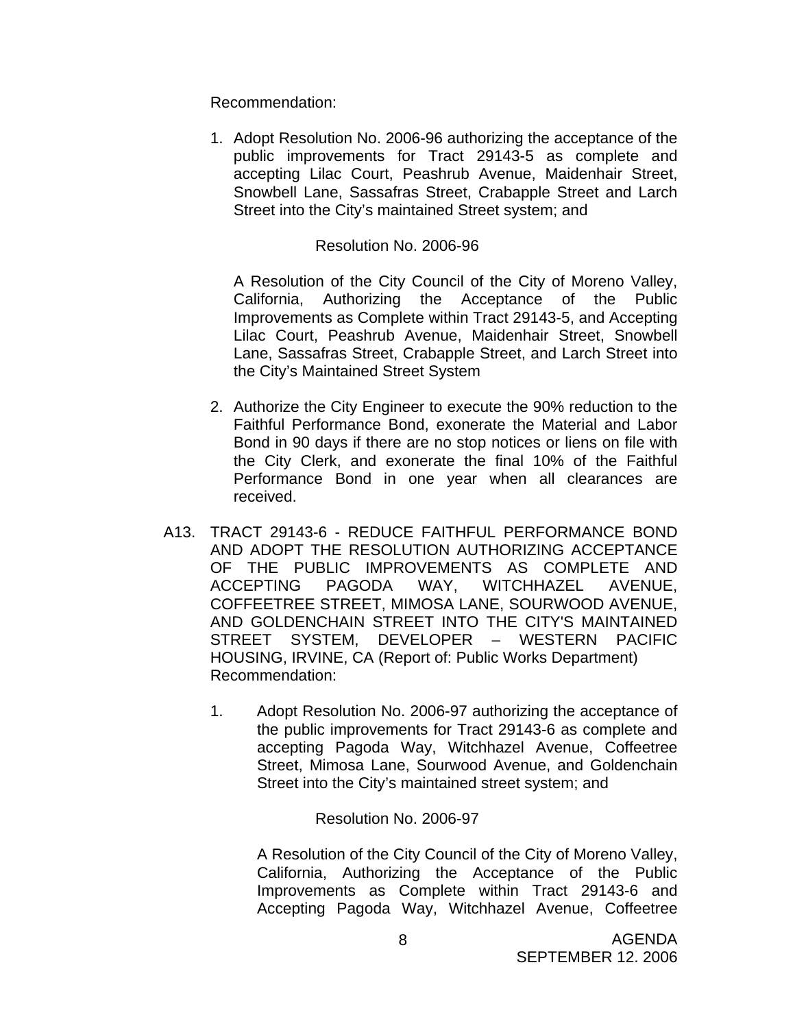Recommendation:

1. Adopt Resolution No. 2006-96 authorizing the acceptance of the public improvements for Tract 29143-5 as complete and accepting Lilac Court, Peashrub Avenue, Maidenhair Street, Snowbell Lane, Sassafras Street, Crabapple Street and Larch Street into the City's maintained Street system; and

   Resolution No. 2006-96

   A Resolution of the City Council of the City of Moreno Valley, California, Authorizing the Acceptance of the Public Improvements as Complete within Tract 29143-5, and Accepting Lilac Court, Peashrub Avenue, Maidenhair Street, Snowbell Lane, Sassafras Street, Crabapple Street, and Larch Street into the City's Maintained Street System

2. Authorize the City Engineer to execute the 90% reduction to the Faithful Performance Bond, exonerate the Material and Labor Bond in 90 days if there are no stop notices or liens on file with the City Clerk, and exonerate the final 10% of the Faithful Performance Bond in one year when all clearances are received.

A13. TRACT 29143-6 - REDUCE FAITHFUL PERFORMANCE BOND AND ADOPT THE RESOLUTION AUTHORIZING ACCEPTANCE OF THE PUBLIC IMPROVEMENTS AS COMPLETE AND ACCEPTING PAGODA WAY, WITCHHAZEL AVENUE, COFFEETREE STREET, MIMOSA LANE, SOURWOOD AVENUE, AND GOLDENCHAIN STREET INTO THE CITY'S MAINTAINED STREET SYSTEM, DEVELOPER – WESTERN PACIFIC HOUSING, IRVINE, CA (Report of: Public Works Department)
Recommendation:

1. Adopt Resolution No. 2006-97 authorizing the acceptance of the public improvements for Tract 29143-6 as complete and accepting Pagoda Way, Witchhazel Avenue, Coffeetree Street, Mimosa Lane, Sourwood Avenue, and Goldenchain Street into the City's maintained street system; and

   Resolution No. 2006-97

   A Resolution of the City Council of the City of Moreno Valley, California, Authorizing the Acceptance of the Public Improvements as Complete within Tract 29143-6 and Accepting Pagoda Way, Witchhazel Avenue, Coffeetree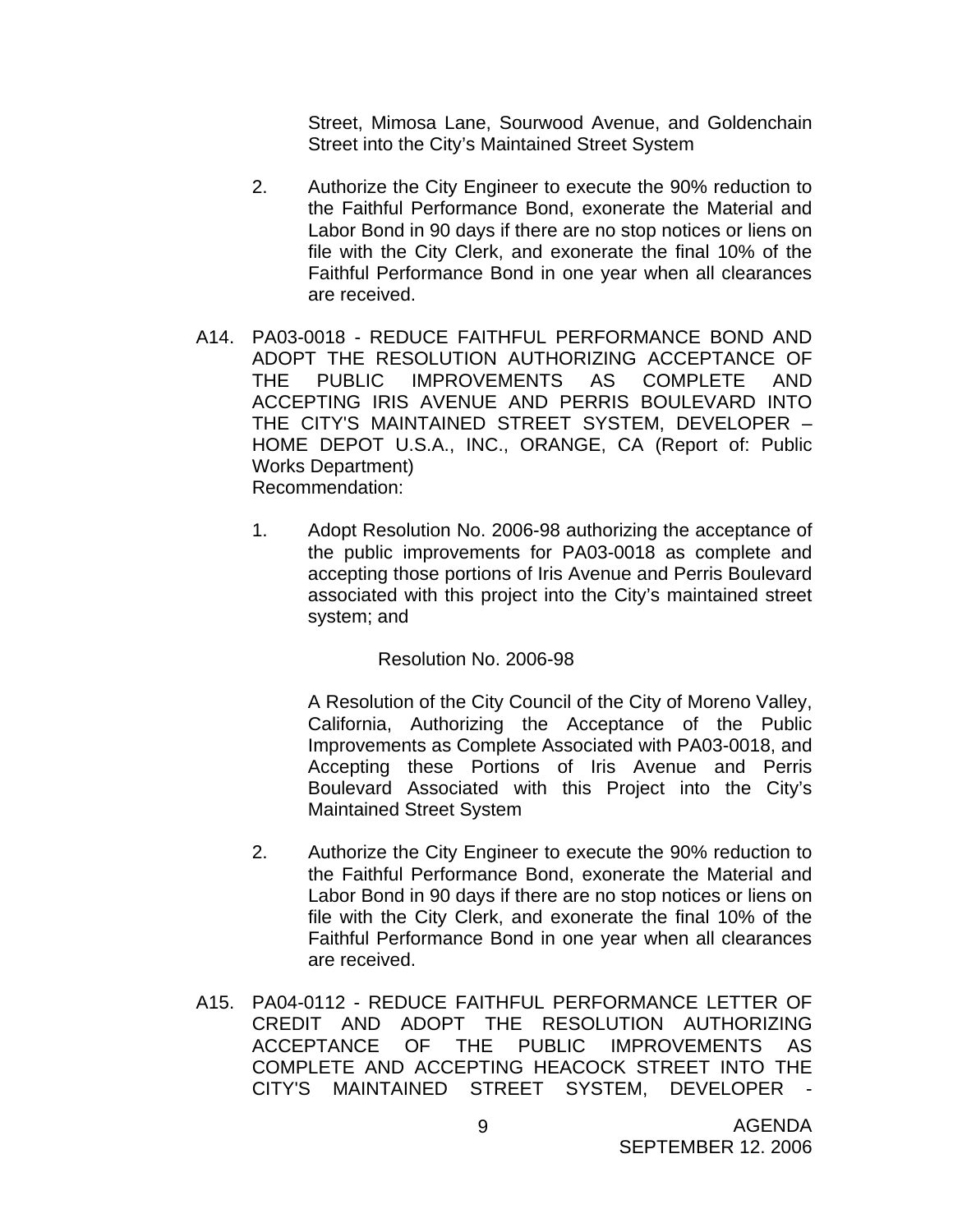Street, Mimosa Lane, Sourwood Avenue, and Goldenchain Street into the City's Maintained Street System

2. Authorize the City Engineer to execute the 90% reduction to the Faithful Performance Bond, exonerate the Material and Labor Bond in 90 days if there are no stop notices or liens on file with the City Clerk, and exonerate the final 10% of the Faithful Performance Bond in one year when all clearances are received.

A14. PA03-0018 - REDUCE FAITHFUL PERFORMANCE BOND AND ADOPT THE RESOLUTION AUTHORIZING ACCEPTANCE OF THE PUBLIC IMPROVEMENTS AS COMPLETE AND ACCEPTING IRIS AVENUE AND PERRIS BOULEVARD INTO THE CITY'S MAINTAINED STREET SYSTEM, DEVELOPER – HOME DEPOT U.S.A., INC., ORANGE, CA (Report of: Public Works Department)
Recommendation:

1. Adopt Resolution No. 2006-98 authorizing the acceptance of the public improvements for PA03-0018 as complete and accepting those portions of Iris Avenue and Perris Boulevard associated with this project into the City's maintained street system; and

   Resolution No. 2006-98

   A Resolution of the City Council of the City of Moreno Valley, California, Authorizing the Acceptance of the Public Improvements as Complete Associated with PA03-0018, and Accepting these Portions of Iris Avenue and Perris Boulevard Associated with this Project into the City's Maintained Street System

2. Authorize the City Engineer to execute the 90% reduction to the Faithful Performance Bond, exonerate the Material and Labor Bond in 90 days if there are no stop notices or liens on file with the City Clerk, and exonerate the final 10% of the Faithful Performance Bond in one year when all clearances are received.

A15. PA04-0112 - REDUCE FAITHFUL PERFORMANCE LETTER OF CREDIT AND ADOPT THE RESOLUTION AUTHORIZING ACCEPTANCE OF THE PUBLIC IMPROVEMENTS AS COMPLETE AND ACCEPTING HEACOCK STREET INTO THE CITY'S MAINTAINED STREET SYSTEM, DEVELOPER -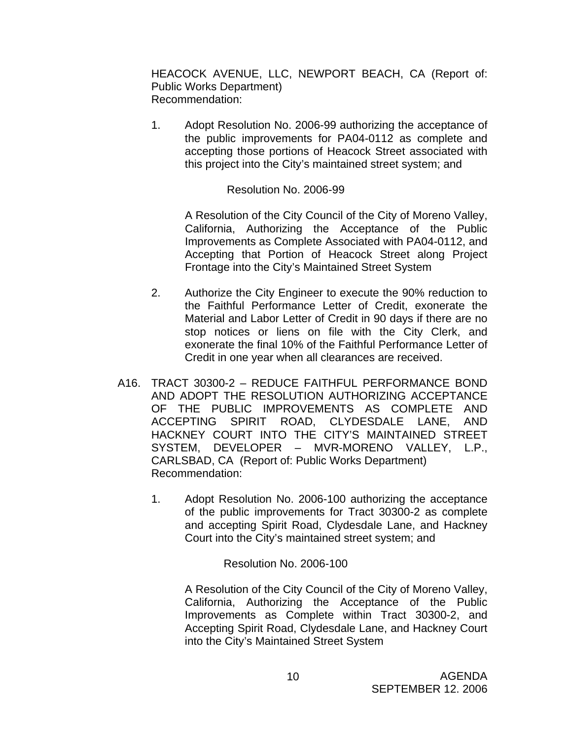HEACOCK AVENUE, LLC, NEWPORT BEACH, CA (Report of: Public Works Department)
Recommendation:

1. Adopt Resolution No. 2006-99 authorizing the acceptance of the public improvements for PA04-0112 as complete and accepting those portions of Heacock Street associated with this project into the City's maintained street system; and

   Resolution No. 2006-99

   A Resolution of the City Council of the City of Moreno Valley, California, Authorizing the Acceptance of the Public Improvements as Complete Associated with PA04-0112, and Accepting that Portion of Heacock Street along Project Frontage into the City's Maintained Street System

2. Authorize the City Engineer to execute the 90% reduction to the Faithful Performance Letter of Credit, exonerate the Material and Labor Letter of Credit in 90 days if there are no stop notices or liens on file with the City Clerk, and exonerate the final 10% of the Faithful Performance Letter of Credit in one year when all clearances are received.

A16. TRACT 30300-2 – REDUCE FAITHFUL PERFORMANCE BOND AND ADOPT THE RESOLUTION AUTHORIZING ACCEPTANCE OF THE PUBLIC IMPROVEMENTS AS COMPLETE AND ACCEPTING SPIRIT ROAD, CLYDESDALE LANE, AND HACKNEY COURT INTO THE CITY'S MAINTAINED STREET SYSTEM, DEVELOPER – MVR-MORENO VALLEY, L.P., CARLSBAD, CA (Report of: Public Works Department)
Recommendation:

1. Adopt Resolution No. 2006-100 authorizing the acceptance of the public improvements for Tract 30300-2 as complete and accepting Spirit Road, Clydesdale Lane, and Hackney Court into the City's maintained street system; and

   Resolution No. 2006-100

   A Resolution of the City Council of the City of Moreno Valley, California, Authorizing the Acceptance of the Public Improvements as Complete within Tract 30300-2, and Accepting Spirit Road, Clydesdale Lane, and Hackney Court into the City's Maintained Street System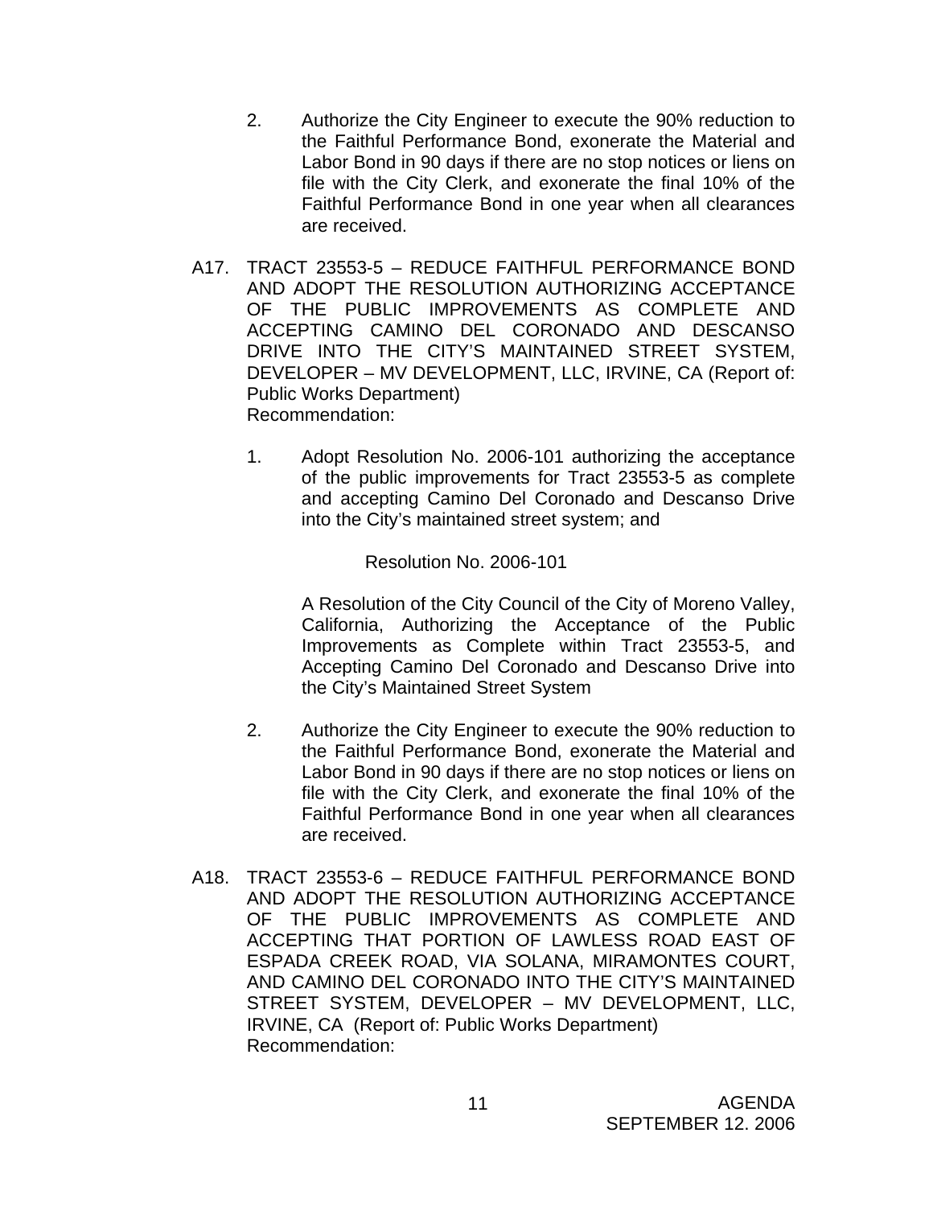2. Authorize the City Engineer to execute the 90% reduction to the Faithful Performance Bond, exonerate the Material and Labor Bond in 90 days if there are no stop notices or liens on file with the City Clerk, and exonerate the final 10% of the Faithful Performance Bond in one year when all clearances are received.

A17. TRACT 23553-5 – REDUCE FAITHFUL PERFORMANCE BOND AND ADOPT THE RESOLUTION AUTHORIZING ACCEPTANCE OF THE PUBLIC IMPROVEMENTS AS COMPLETE AND ACCEPTING CAMINO DEL CORONADO AND DESCANSO DRIVE INTO THE CITY'S MAINTAINED STREET SYSTEM, DEVELOPER – MV DEVELOPMENT, LLC, IRVINE, CA (Report of: Public Works Department)
Recommendation:

1. Adopt Resolution No. 2006-101 authorizing the acceptance of the public improvements for Tract 23553-5 as complete and accepting Camino Del Coronado and Descanso Drive into the City's maintained street system; and

   Resolution No. 2006-101

   A Resolution of the City Council of the City of Moreno Valley, California, Authorizing the Acceptance of the Public Improvements as Complete within Tract 23553-5, and Accepting Camino Del Coronado and Descanso Drive into the City's Maintained Street System

2. Authorize the City Engineer to execute the 90% reduction to the Faithful Performance Bond, exonerate the Material and Labor Bond in 90 days if there are no stop notices or liens on file with the City Clerk, and exonerate the final 10% of the Faithful Performance Bond in one year when all clearances are received.

A18. TRACT 23553-6 – REDUCE FAITHFUL PERFORMANCE BOND AND ADOPT THE RESOLUTION AUTHORIZING ACCEPTANCE OF THE PUBLIC IMPROVEMENTS AS COMPLETE AND ACCEPTING THAT PORTION OF LAWLESS ROAD EAST OF ESPADA CREEK ROAD, VIA SOLANA, MIRAMONTES COURT, AND CAMINO DEL CORONADO INTO THE CITY'S MAINTAINED STREET SYSTEM, DEVELOPER – MV DEVELOPMENT, LLC, IRVINE, CA (Report of: Public Works Department)
Recommendation: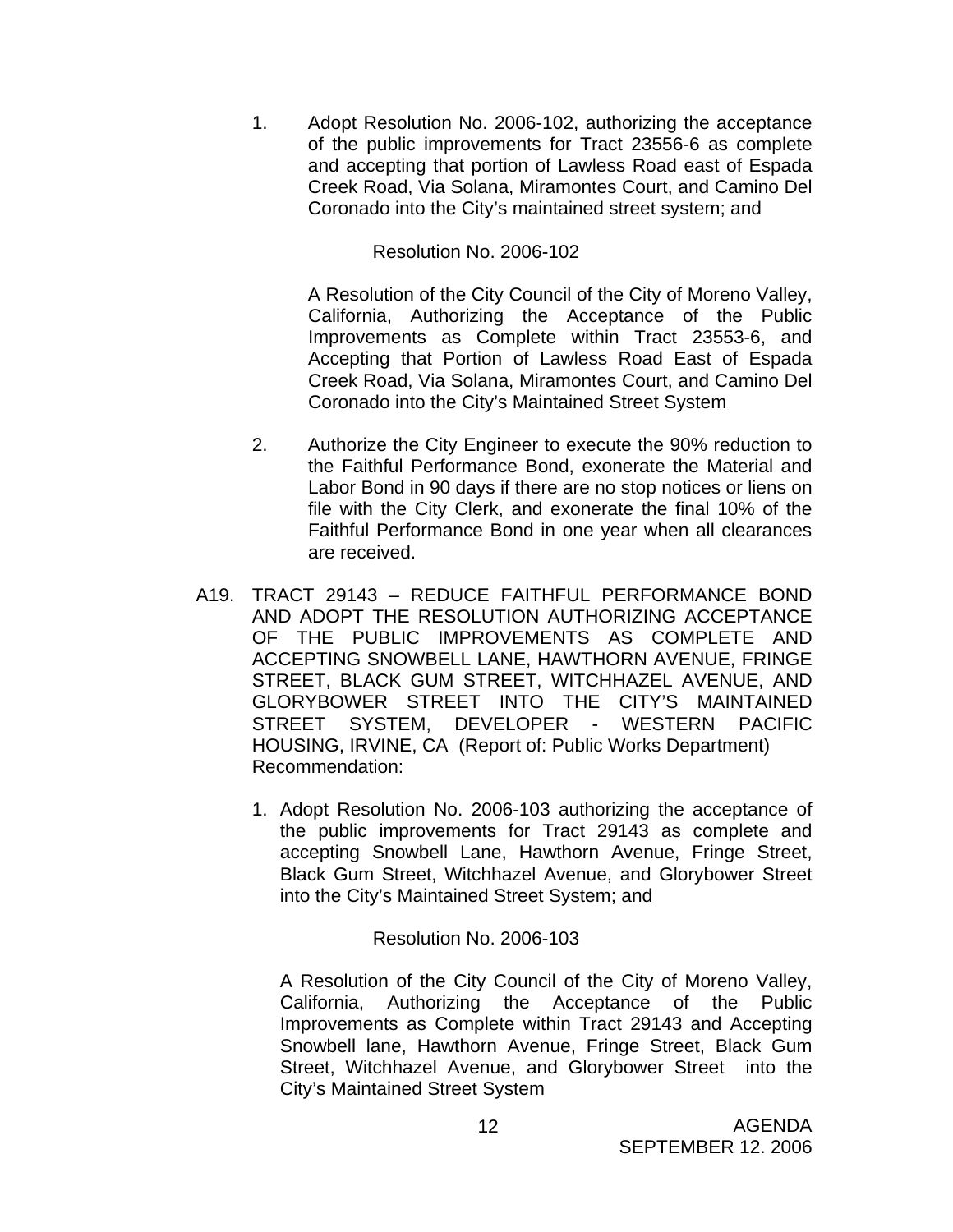1. Adopt Resolution No. 2006-102, authorizing the acceptance of the public improvements for Tract 23556-6 as complete and accepting that portion of Lawless Road east of Espada Creek Road, Via Solana, Miramontes Court, and Camino Del Coronado into the City's maintained street system; and

   Resolution No. 2006-102

   A Resolution of the City Council of the City of Moreno Valley, California, Authorizing the Acceptance of the Public Improvements as Complete within Tract 23553-6, and Accepting that Portion of Lawless Road East of Espada Creek Road, Via Solana, Miramontes Court, and Camino Del Coronado into the City's Maintained Street System

2. Authorize the City Engineer to execute the 90% reduction to the Faithful Performance Bond, exonerate the Material and Labor Bond in 90 days if there are no stop notices or liens on file with the City Clerk, and exonerate the final 10% of the Faithful Performance Bond in one year when all clearances are received.

A19. TRACT 29143 – REDUCE FAITHFUL PERFORMANCE BOND AND ADOPT THE RESOLUTION AUTHORIZING ACCEPTANCE OF THE PUBLIC IMPROVEMENTS AS COMPLETE AND ACCEPTING SNOWBELL LANE, HAWTHORN AVENUE, FRINGE STREET, BLACK GUM STREET, WITCHHAZEL AVENUE, AND GLORYBOWER STREET INTO THE CITY'S MAINTAINED STREET SYSTEM, DEVELOPER - WESTERN PACIFIC HOUSING, IRVINE, CA (Report of: Public Works Department)
Recommendation:

1. Adopt Resolution No. 2006-103 authorizing the acceptance of the public improvements for Tract 29143 as complete and accepting Snowbell Lane, Hawthorn Avenue, Fringe Street, Black Gum Street, Witchhazel Avenue, and Glorybower Street into the City's Maintained Street System; and

   Resolution No. 2006-103

   A Resolution of the City Council of the City of Moreno Valley, California, Authorizing the Acceptance of the Public Improvements as Complete within Tract 29143 and Accepting Snowbell lane, Hawthorn Avenue, Fringe Street, Black Gum Street, Witchhazel Avenue, and Glorybower Street into the City's Maintained Street System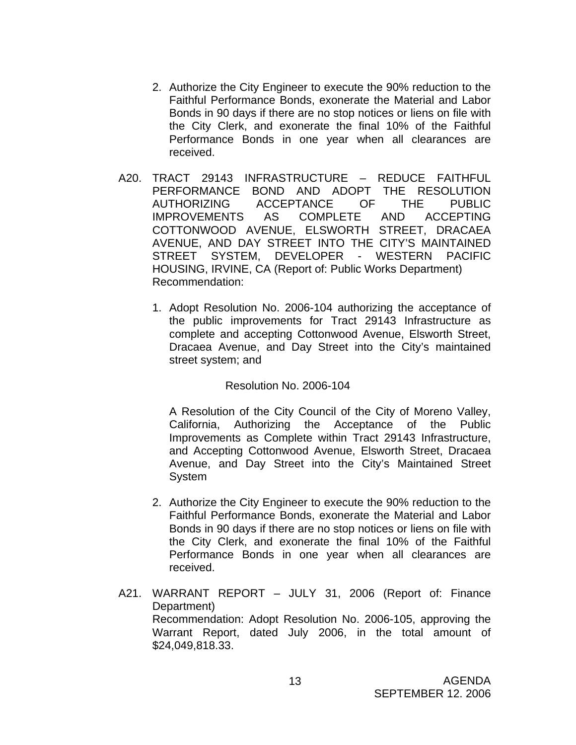2. Authorize the City Engineer to execute the 90% reduction to the Faithful Performance Bonds, exonerate the Material and Labor Bonds in 90 days if there are no stop notices or liens on file with the City Clerk, and exonerate the final 10% of the Faithful Performance Bonds in one year when all clearances are received.

A20. TRACT 29143 INFRASTRUCTURE – REDUCE FAITHFUL PERFORMANCE BOND AND ADOPT THE RESOLUTION AUTHORIZING ACCEPTANCE OF THE PUBLIC IMPROVEMENTS AS COMPLETE AND ACCEPTING COTTONWOOD AVENUE, ELSWORTH STREET, DRACAEA AVENUE, AND DAY STREET INTO THE CITY'S MAINTAINED STREET SYSTEM, DEVELOPER - WESTERN PACIFIC HOUSING, IRVINE, CA (Report of: Public Works Department)
Recommendation:

1. Adopt Resolution No. 2006-104 authorizing the acceptance of the public improvements for Tract 29143 Infrastructure as complete and accepting Cottonwood Avenue, Elsworth Street, Dracaea Avenue, and Day Street into the City's maintained street system; and

   Resolution No. 2006-104

   A Resolution of the City Council of the City of Moreno Valley, California, Authorizing the Acceptance of the Public Improvements as Complete within Tract 29143 Infrastructure, and Accepting Cottonwood Avenue, Elsworth Street, Dracaea Avenue, and Day Street into the City's Maintained Street System

2. Authorize the City Engineer to execute the 90% reduction to the Faithful Performance Bonds, exonerate the Material and Labor Bonds in 90 days if there are no stop notices or liens on file with the City Clerk, and exonerate the final 10% of the Faithful Performance Bonds in one year when all clearances are received.

A21. WARRANT REPORT – JULY 31, 2006 (Report of: Finance Department)
Recommendation: Adopt Resolution No. 2006-105, approving the Warrant Report, dated July 2006, in the total amount of $24,049,818.33.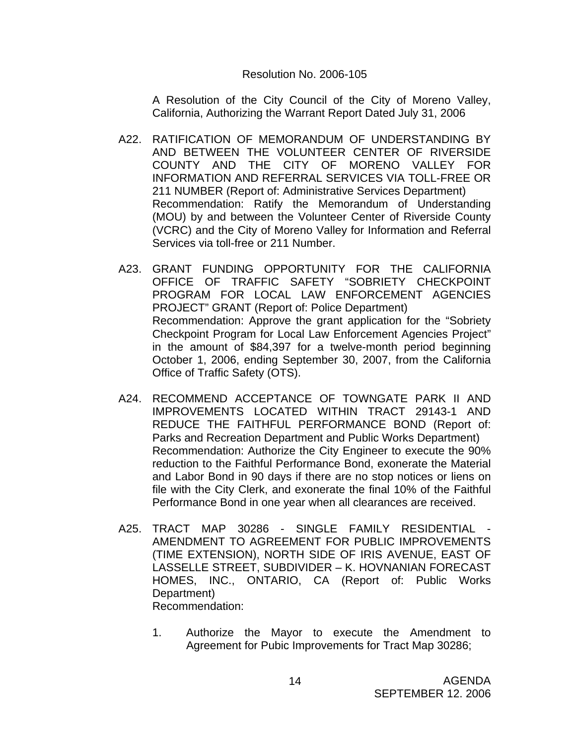Resolution No. 2006-105

A Resolution of the City Council of the City of Moreno Valley, California, Authorizing the Warrant Report Dated July 31, 2006

A22. RATIFICATION OF MEMORANDUM OF UNDERSTANDING BY AND BETWEEN THE VOLUNTEER CENTER OF RIVERSIDE COUNTY AND THE CITY OF MORENO VALLEY FOR INFORMATION AND REFERRAL SERVICES VIA TOLL-FREE OR 211 NUMBER (Report of: Administrative Services Department)
Recommendation: Ratify the Memorandum of Understanding (MOU) by and between the Volunteer Center of Riverside County (VCRC) and the City of Moreno Valley for Information and Referral Services via toll-free or 211 Number.

A23. GRANT FUNDING OPPORTUNITY FOR THE CALIFORNIA OFFICE OF TRAFFIC SAFETY "SOBRIETY CHECKPOINT PROGRAM FOR LOCAL LAW ENFORCEMENT AGENCIES PROJECT" GRANT (Report of: Police Department)
Recommendation: Approve the grant application for the "Sobriety Checkpoint Program for Local Law Enforcement Agencies Project" in the amount of $84,397 for a twelve-month period beginning October 1, 2006, ending September 30, 2007, from the California Office of Traffic Safety (OTS).

A24. RECOMMEND ACCEPTANCE OF TOWNGATE PARK II AND IMPROVEMENTS LOCATED WITHIN TRACT 29143-1 AND REDUCE THE FAITHFUL PERFORMANCE BOND (Report of: Parks and Recreation Department and Public Works Department)
Recommendation: Authorize the City Engineer to execute the 90% reduction to the Faithful Performance Bond, exonerate the Material and Labor Bond in 90 days if there are no stop notices or liens on file with the City Clerk, and exonerate the final 10% of the Faithful Performance Bond in one year when all clearances are received.

A25. TRACT MAP 30286 - SINGLE FAMILY RESIDENTIAL - AMENDMENT TO AGREEMENT FOR PUBLIC IMPROVEMENTS (TIME EXTENSION), NORTH SIDE OF IRIS AVENUE, EAST OF LASSELLE STREET, SUBDIVIDER – K. HOVNANIAN FORECAST HOMES, INC., ONTARIO, CA (Report of: Public Works Department)
Recommendation:

1. Authorize the Mayor to execute the Amendment to Agreement for Pubic Improvements for Tract Map 30286;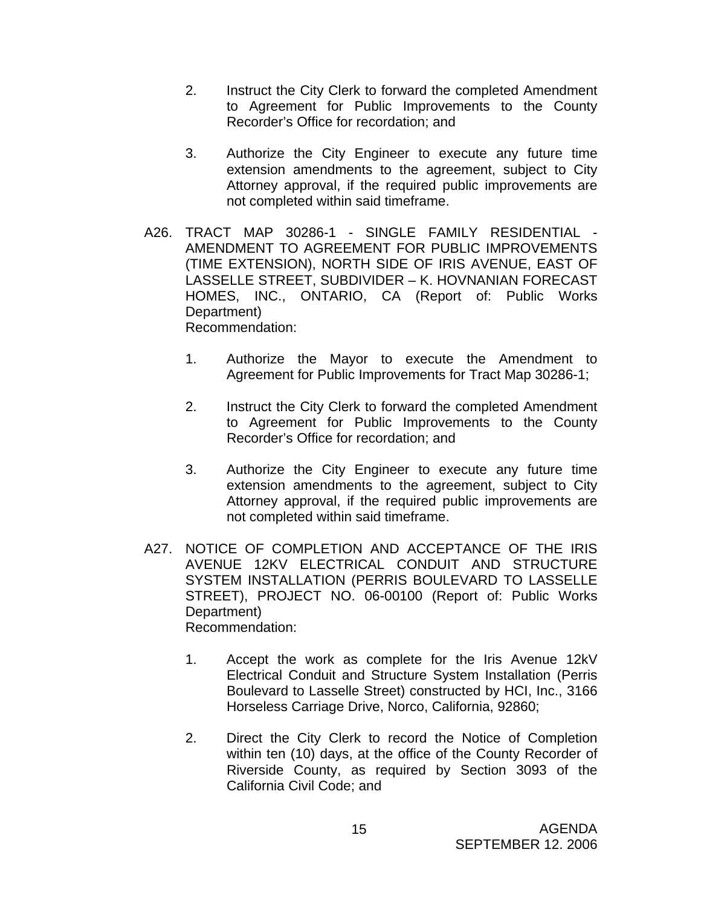2. Instruct the City Clerk to forward the completed Amendment to Agreement for Public Improvements to the County Recorder's Office for recordation; and

3. Authorize the City Engineer to execute any future time extension amendments to the agreement, subject to City Attorney approval, if the required public improvements are not completed within said timeframe.

A26. TRACT MAP 30286-1 - SINGLE FAMILY RESIDENTIAL - AMENDMENT TO AGREEMENT FOR PUBLIC IMPROVEMENTS (TIME EXTENSION), NORTH SIDE OF IRIS AVENUE, EAST OF LASSELLE STREET, SUBDIVIDER – K. HOVNANIAN FORECAST HOMES, INC., ONTARIO, CA (Report of: Public Works Department)
Recommendation:

1. Authorize the Mayor to execute the Amendment to Agreement for Public Improvements for Tract Map 30286-1;

2. Instruct the City Clerk to forward the completed Amendment to Agreement for Public Improvements to the County Recorder's Office for recordation; and

3. Authorize the City Engineer to execute any future time extension amendments to the agreement, subject to City Attorney approval, if the required public improvements are not completed within said timeframe.

A27. NOTICE OF COMPLETION AND ACCEPTANCE OF THE IRIS AVENUE 12KV ELECTRICAL CONDUIT AND STRUCTURE SYSTEM INSTALLATION (PERRIS BOULEVARD TO LASSELLE STREET), PROJECT NO. 06-00100 (Report of: Public Works Department)
Recommendation:

1. Accept the work as complete for the Iris Avenue 12kV Electrical Conduit and Structure System Installation (Perris Boulevard to Lasselle Street) constructed by HCI, Inc., 3166 Horseless Carriage Drive, Norco, California, 92860;

2. Direct the City Clerk to record the Notice of Completion within ten (10) days, at the office of the County Recorder of Riverside County, as required by Section 3093 of the California Civil Code; and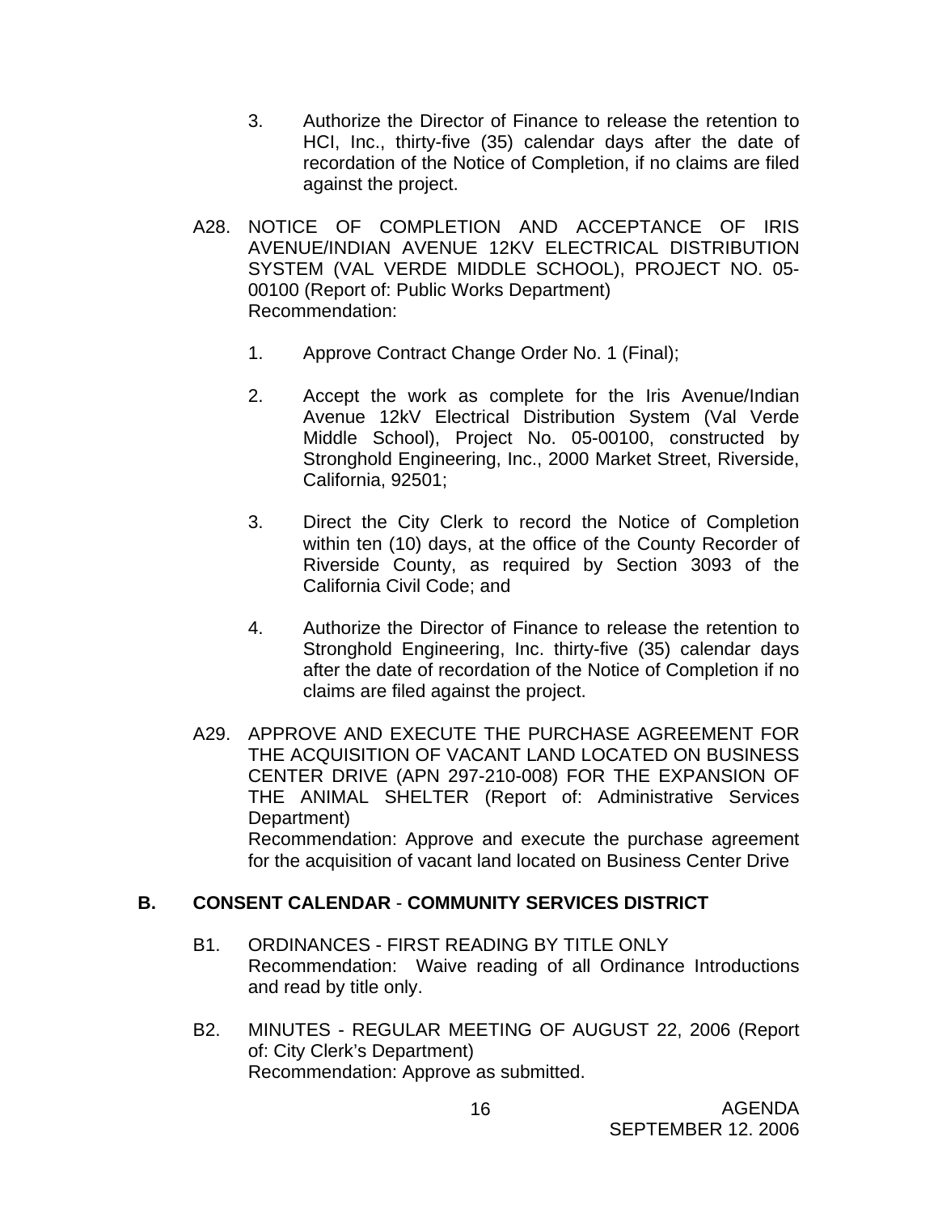3. Authorize the Director of Finance to release the retention to HCI, Inc., thirty-five (35) calendar days after the date of recordation of the Notice of Completion, if no claims are filed against the project.

A28. NOTICE OF COMPLETION AND ACCEPTANCE OF IRIS AVENUE/INDIAN AVENUE 12KV ELECTRICAL DISTRIBUTION SYSTEM (VAL VERDE MIDDLE SCHOOL), PROJECT NO. 05-00100 (Report of: Public Works Department)
Recommendation:

1. Approve Contract Change Order No. 1 (Final);

2. Accept the work as complete for the Iris Avenue/Indian Avenue 12kV Electrical Distribution System (Val Verde Middle School), Project No. 05-00100, constructed by Stronghold Engineering, Inc., 2000 Market Street, Riverside, California, 92501;

3. Direct the City Clerk to record the Notice of Completion within ten (10) days, at the office of the County Recorder of Riverside County, as required by Section 3093 of the California Civil Code; and

4. Authorize the Director of Finance to release the retention to Stronghold Engineering, Inc. thirty-five (35) calendar days after the date of recordation of the Notice of Completion if no claims are filed against the project.

A29. APPROVE AND EXECUTE THE PURCHASE AGREEMENT FOR THE ACQUISITION OF VACANT LAND LOCATED ON BUSINESS CENTER DRIVE (APN 297-210-008) FOR THE EXPANSION OF THE ANIMAL SHELTER (Report of: Administrative Services Department)
Recommendation: Approve and execute the purchase agreement for the acquisition of vacant land located on Business Center Drive

## B. CONSENT CALENDAR - COMMUNITY SERVICES DISTRICT

B1. ORDINANCES - FIRST READING BY TITLE ONLY
Recommendation: Waive reading of all Ordinance Introductions and read by title only.

B2. MINUTES - REGULAR MEETING OF AUGUST 22, 2006 (Report of: City Clerk's Department)
Recommendation: Approve as submitted.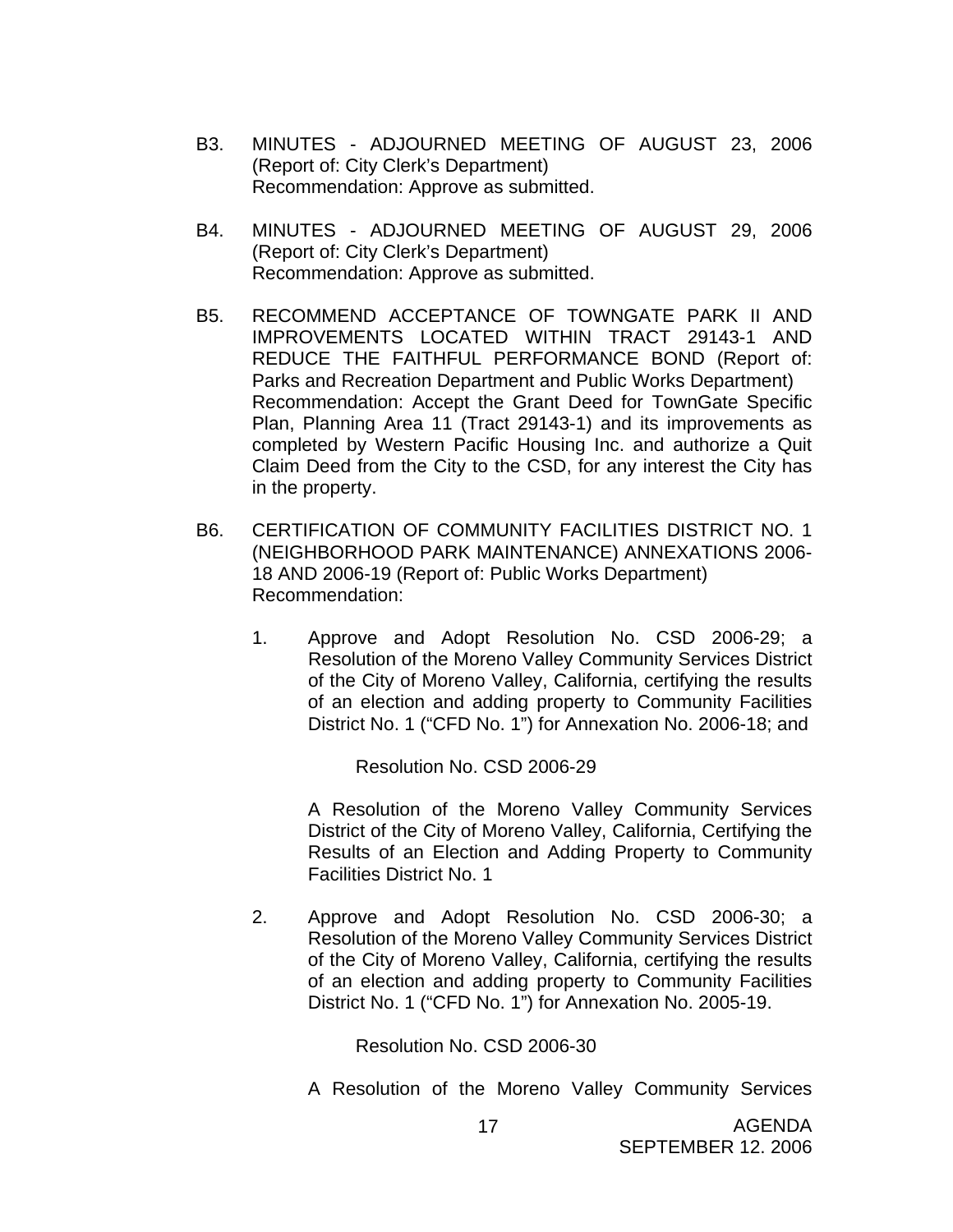B3. MINUTES - ADJOURNED MEETING OF AUGUST 23, 2006 (Report of: City Clerk's Department)
Recommendation: Approve as submitted.

B4. MINUTES - ADJOURNED MEETING OF AUGUST 29, 2006 (Report of: City Clerk's Department)
Recommendation: Approve as submitted.

B5. RECOMMEND ACCEPTANCE OF TOWNGATE PARK II AND IMPROVEMENTS LOCATED WITHIN TRACT 29143-1 AND REDUCE THE FAITHFUL PERFORMANCE BOND (Report of: Parks and Recreation Department and Public Works Department)
Recommendation: Accept the Grant Deed for TownGate Specific Plan, Planning Area 11 (Tract 29143-1) and its improvements as completed by Western Pacific Housing Inc. and authorize a Quit Claim Deed from the City to the CSD, for any interest the City has in the property.

B6. CERTIFICATION OF COMMUNITY FACILITIES DISTRICT NO. 1 (NEIGHBORHOOD PARK MAINTENANCE) ANNEXATIONS 2006-18 AND 2006-19 (Report of: Public Works Department)
Recommendation:

1. Approve and Adopt Resolution No. CSD 2006-29; a Resolution of the Moreno Valley Community Services District of the City of Moreno Valley, California, certifying the results of an election and adding property to Community Facilities District No. 1 ("CFD No. 1") for Annexation No. 2006-18; and

   Resolution No. CSD 2006-29

   A Resolution of the Moreno Valley Community Services District of the City of Moreno Valley, California, Certifying the Results of an Election and Adding Property to Community Facilities District No. 1

2. Approve and Adopt Resolution No. CSD 2006-30; a Resolution of the Moreno Valley Community Services District of the City of Moreno Valley, California, certifying the results of an election and adding property to Community Facilities District No. 1 ("CFD No. 1") for Annexation No. 2005-19.

   Resolution No. CSD 2006-30

   A Resolution of the Moreno Valley Community Services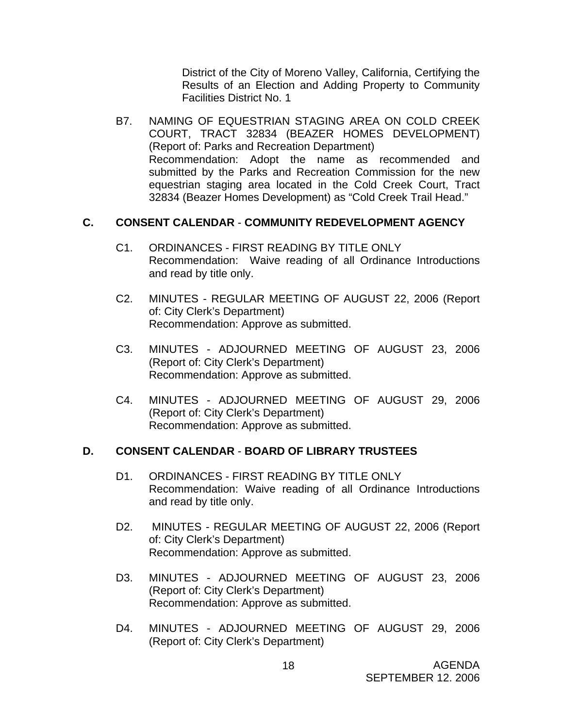District of the City of Moreno Valley, California, Certifying the Results of an Election and Adding Property to Community Facilities District No. 1

B7. NAMING OF EQUESTRIAN STAGING AREA ON COLD CREEK COURT, TRACT 32834 (BEAZER HOMES DEVELOPMENT) (Report of: Parks and Recreation Department)
Recommendation: Adopt the name as recommended and submitted by the Parks and Recreation Commission for the new equestrian staging area located in the Cold Creek Court, Tract 32834 (Beazer Homes Development) as “Cold Creek Trail Head.”

## C. CONSENT CALENDAR - COMMUNITY REDEVELOPMENT AGENCY

C1. ORDINANCES - FIRST READING BY TITLE ONLY
Recommendation: Waive reading of all Ordinance Introductions and read by title only.

C2. MINUTES - REGULAR MEETING OF AUGUST 22, 2006 (Report of: City Clerk’s Department)
Recommendation: Approve as submitted.

C3. MINUTES - ADJOURNED MEETING OF AUGUST 23, 2006 (Report of: City Clerk’s Department)
Recommendation: Approve as submitted.

C4. MINUTES - ADJOURNED MEETING OF AUGUST 29, 2006 (Report of: City Clerk’s Department)
Recommendation: Approve as submitted.

## D. CONSENT CALENDAR - BOARD OF LIBRARY TRUSTEES

D1. ORDINANCES - FIRST READING BY TITLE ONLY
Recommendation: Waive reading of all Ordinance Introductions and read by title only.

D2. MINUTES - REGULAR MEETING OF AUGUST 22, 2006 (Report of: City Clerk’s Department)
Recommendation: Approve as submitted.

D3. MINUTES - ADJOURNED MEETING OF AUGUST 23, 2006 (Report of: City Clerk’s Department)
Recommendation: Approve as submitted.

D4. MINUTES - ADJOURNED MEETING OF AUGUST 29, 2006 (Report of: City Clerk’s Department)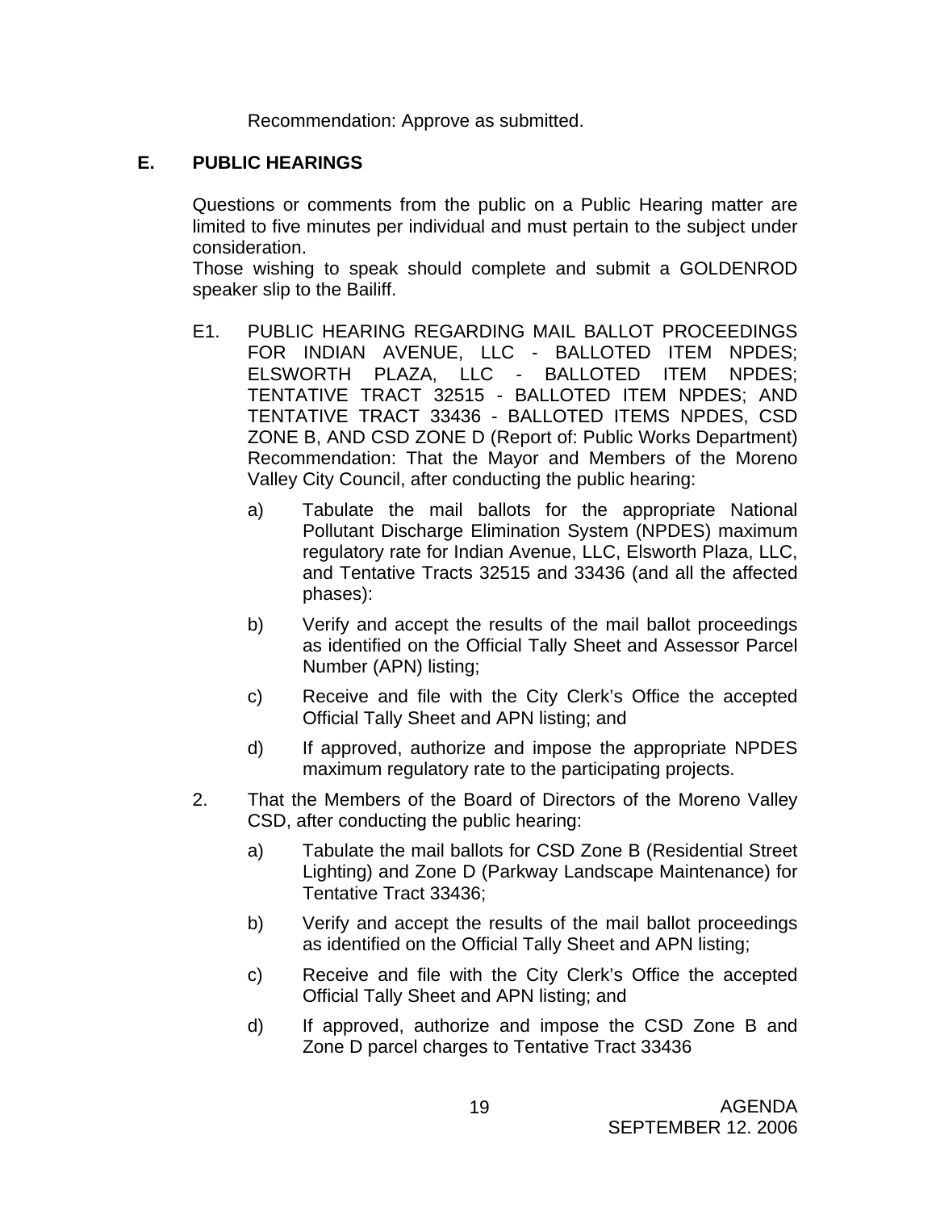Recommendation: Approve as submitted.

## E. PUBLIC HEARINGS

Questions or comments from the public on a Public Hearing matter are limited to five minutes per individual and must pertain to the subject under consideration.
Those wishing to speak should complete and submit a GOLDENROD speaker slip to the Bailiff.

E1. PUBLIC HEARING REGARDING MAIL BALLOT PROCEEDINGS FOR INDIAN AVENUE, LLC - BALLOTED ITEM NPDES; ELSWORTH PLAZA, LLC - BALLOTED ITEM NPDES; TENTATIVE TRACT 32515 - BALLOTED ITEM NPDES; AND TENTATIVE TRACT 33436 - BALLOTED ITEMS NPDES, CSD ZONE B, AND CSD ZONE D (Report of: Public Works Department)
Recommendation: That the Mayor and Members of the Moreno Valley City Council, after conducting the public hearing:

- a) Tabulate the mail ballots for the appropriate National Pollutant Discharge Elimination System (NPDES) maximum regulatory rate for Indian Avenue, LLC, Elsworth Plaza, LLC, and Tentative Tracts 32515 and 33436 (and all the affected phases):
- b) Verify and accept the results of the mail ballot proceedings as identified on the Official Tally Sheet and Assessor Parcel Number (APN) listing;
- c) Receive and file with the City Clerk's Office the accepted Official Tally Sheet and APN listing; and
- d) If approved, authorize and impose the appropriate NPDES maximum regulatory rate to the participating projects.

2. That the Members of the Board of Directors of the Moreno Valley CSD, after conducting the public hearing:

- a) Tabulate the mail ballots for CSD Zone B (Residential Street Lighting) and Zone D (Parkway Landscape Maintenance) for Tentative Tract 33436;
- b) Verify and accept the results of the mail ballot proceedings as identified on the Official Tally Sheet and APN listing;
- c) Receive and file with the City Clerk's Office the accepted Official Tally Sheet and APN listing; and
- d) If approved, authorize and impose the CSD Zone B and Zone D parcel charges to Tentative Tract 33436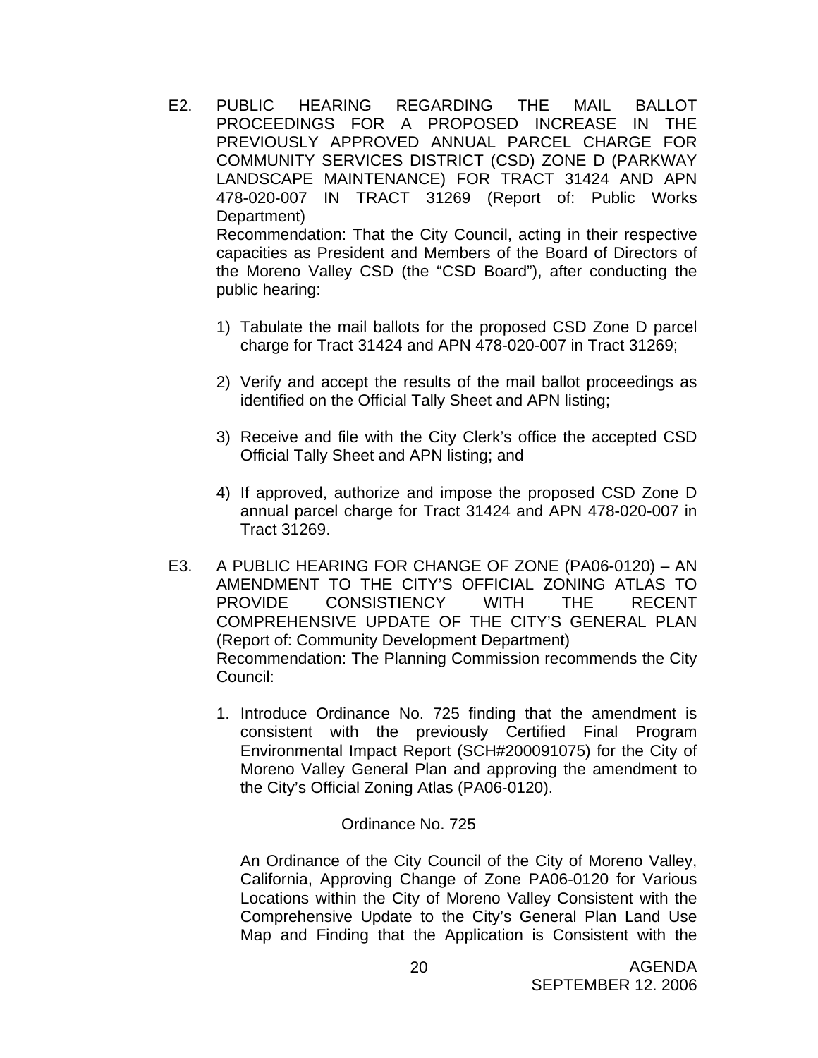E2. PUBLIC HEARING REGARDING THE MAIL BALLOT PROCEEDINGS FOR A PROPOSED INCREASE IN THE PREVIOUSLY APPROVED ANNUAL PARCEL CHARGE FOR COMMUNITY SERVICES DISTRICT (CSD) ZONE D (PARKWAY LANDSCAPE MAINTENANCE) FOR TRACT 31424 AND APN 478-020-007 IN TRACT 31269 (Report of: Public Works Department)

Recommendation: That the City Council, acting in their respective capacities as President and Members of the Board of Directors of the Moreno Valley CSD (the "CSD Board"), after conducting the public hearing:

1) Tabulate the mail ballots for the proposed CSD Zone D parcel charge for Tract 31424 and APN 478-020-007 in Tract 31269;

2) Verify and accept the results of the mail ballot proceedings as identified on the Official Tally Sheet and APN listing;

3) Receive and file with the City Clerk's office the accepted CSD Official Tally Sheet and APN listing; and

4) If approved, authorize and impose the proposed CSD Zone D annual parcel charge for Tract 31424 and APN 478-020-007 in Tract 31269.

E3. A PUBLIC HEARING FOR CHANGE OF ZONE (PA06-0120) – AN AMENDMENT TO THE CITY'S OFFICIAL ZONING ATLAS TO PROVIDE CONSISTIENCY WITH THE RECENT COMPREHENSIVE UPDATE OF THE CITY'S GENERAL PLAN (Report of: Community Development Department)

Recommendation: The Planning Commission recommends the City Council:

1. Introduce Ordinance No. 725 finding that the amendment is consistent with the previously Certified Final Program Environmental Impact Report (SCH#200091075) for the City of Moreno Valley General Plan and approving the amendment to the City's Official Zoning Atlas (PA06-0120).

Ordinance No. 725

An Ordinance of the City Council of the City of Moreno Valley, California, Approving Change of Zone PA06-0120 for Various Locations within the City of Moreno Valley Consistent with the Comprehensive Update to the City's General Plan Land Use Map and Finding that the Application is Consistent with the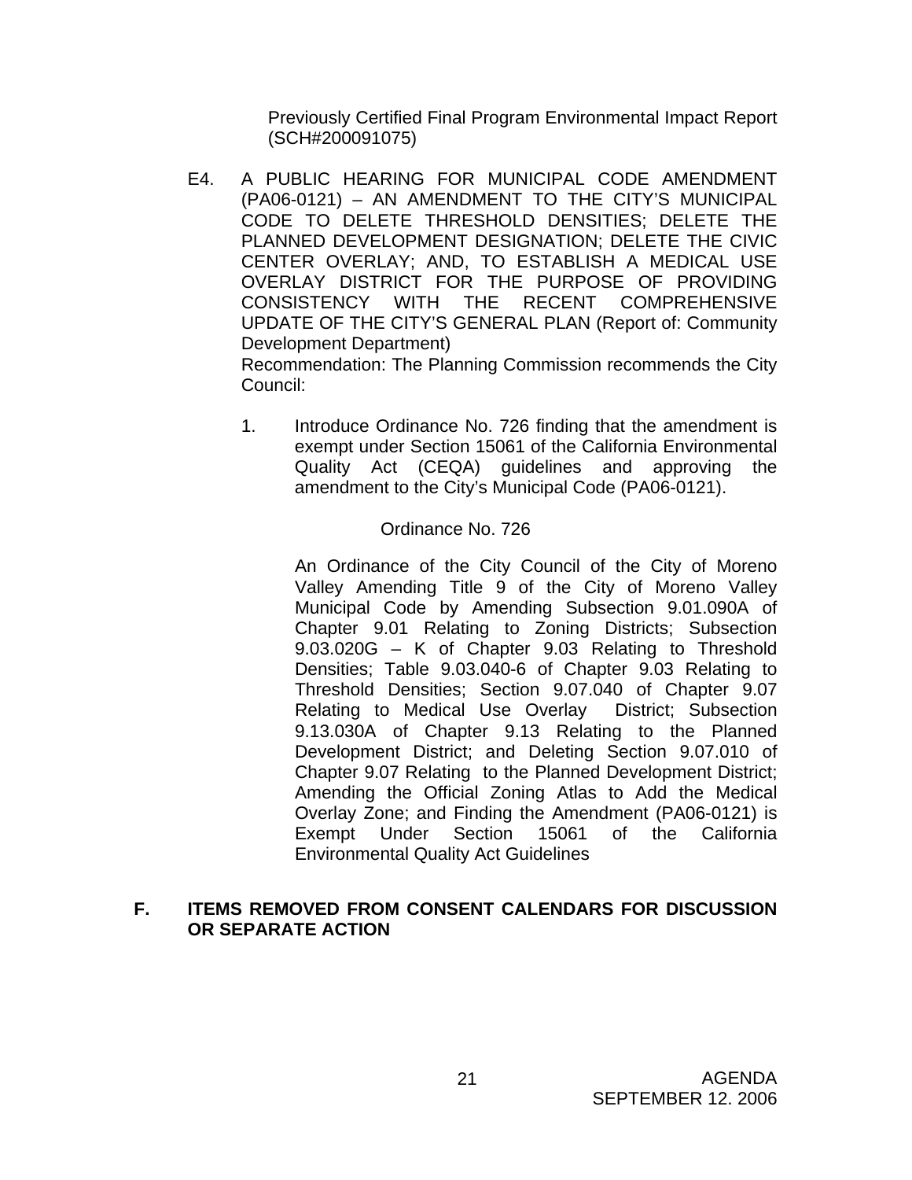Previously Certified Final Program Environmental Impact Report (SCH#200091075)

E4. A PUBLIC HEARING FOR MUNICIPAL CODE AMENDMENT (PA06-0121) – AN AMENDMENT TO THE CITY'S MUNICIPAL CODE TO DELETE THRESHOLD DENSITIES; DELETE THE PLANNED DEVELOPMENT DESIGNATION; DELETE THE CIVIC CENTER OVERLAY; AND, TO ESTABLISH A MEDICAL USE OVERLAY DISTRICT FOR THE PURPOSE OF PROVIDING CONSISTENCY WITH THE RECENT COMPREHENSIVE UPDATE OF THE CITY'S GENERAL PLAN (Report of: Community Development Department)

Recommendation: The Planning Commission recommends the City Council:

1. Introduce Ordinance No. 726 finding that the amendment is exempt under Section 15061 of the California Environmental Quality Act (CEQA) guidelines and approving the amendment to the City's Municipal Code (PA06-0121).

Ordinance No. 726

An Ordinance of the City Council of the City of Moreno Valley Amending Title 9 of the City of Moreno Valley Municipal Code by Amending Subsection 9.01.090A of Chapter 9.01 Relating to Zoning Districts; Subsection 9.03.020G – K of Chapter 9.03 Relating to Threshold Densities; Table 9.03.040-6 of Chapter 9.03 Relating to Threshold Densities; Section 9.07.040 of Chapter 9.07 Relating to Medical Use Overlay District; Subsection 9.13.030A of Chapter 9.13 Relating to the Planned Development District; and Deleting Section 9.07.010 of Chapter 9.07 Relating to the Planned Development District; Amending the Official Zoning Atlas to Add the Medical Overlay Zone; and Finding the Amendment (PA06-0121) is Exempt Under Section 15061 of the California Environmental Quality Act Guidelines

## F. ITEMS REMOVED FROM CONSENT CALENDARS FOR DISCUSSION OR SEPARATE ACTION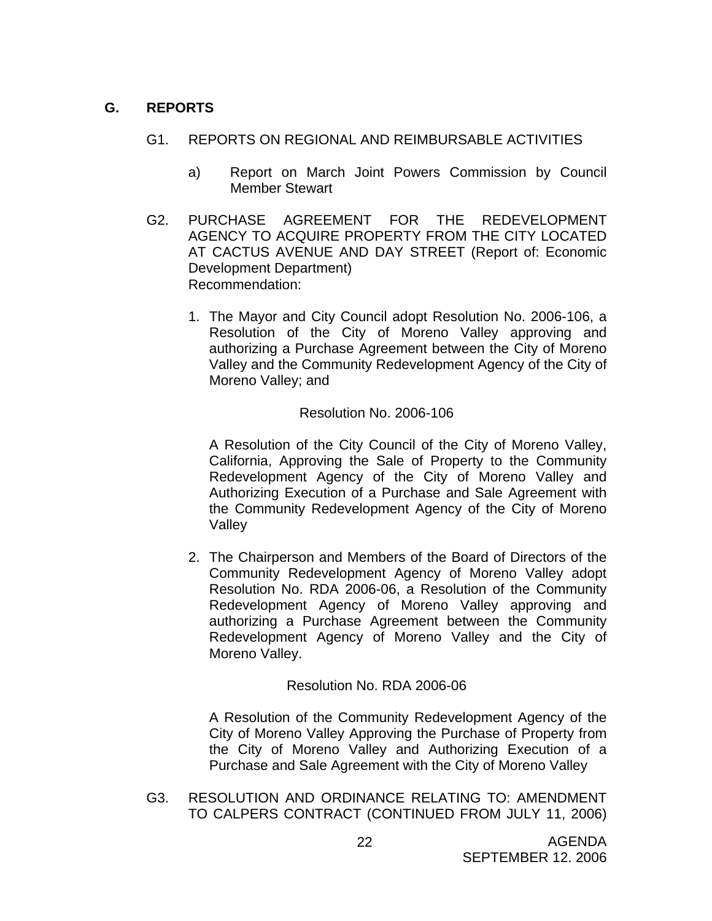## G. REPORTS

G1. REPORTS ON REGIONAL AND REIMBURSABLE ACTIVITIES

a) Report on March Joint Powers Commission by Council Member Stewart

G2. PURCHASE AGREEMENT FOR THE REDEVELOPMENT AGENCY TO ACQUIRE PROPERTY FROM THE CITY LOCATED AT CACTUS AVENUE AND DAY STREET (Report of: Economic Development Department)
Recommendation:

1. The Mayor and City Council adopt Resolution No. 2006-106, a Resolution of the City of Moreno Valley approving and authorizing a Purchase Agreement between the City of Moreno Valley and the Community Redevelopment Agency of the City of Moreno Valley; and

   Resolution No. 2006-106

   A Resolution of the City Council of the City of Moreno Valley, California, Approving the Sale of Property to the Community Redevelopment Agency of the City of Moreno Valley and Authorizing Execution of a Purchase and Sale Agreement with the Community Redevelopment Agency of the City of Moreno Valley

2. The Chairperson and Members of the Board of Directors of the Community Redevelopment Agency of Moreno Valley adopt Resolution No. RDA 2006-06, a Resolution of the Community Redevelopment Agency of Moreno Valley approving and authorizing a Purchase Agreement between the Community Redevelopment Agency of Moreno Valley and the City of Moreno Valley.

   Resolution No. RDA 2006-06

   A Resolution of the Community Redevelopment Agency of the City of Moreno Valley Approving the Purchase of Property from the City of Moreno Valley and Authorizing Execution of a Purchase and Sale Agreement with the City of Moreno Valley

G3. RESOLUTION AND ORDINANCE RELATING TO: AMENDMENT TO CALPERS CONTRACT (CONTINUED FROM JULY 11, 2006)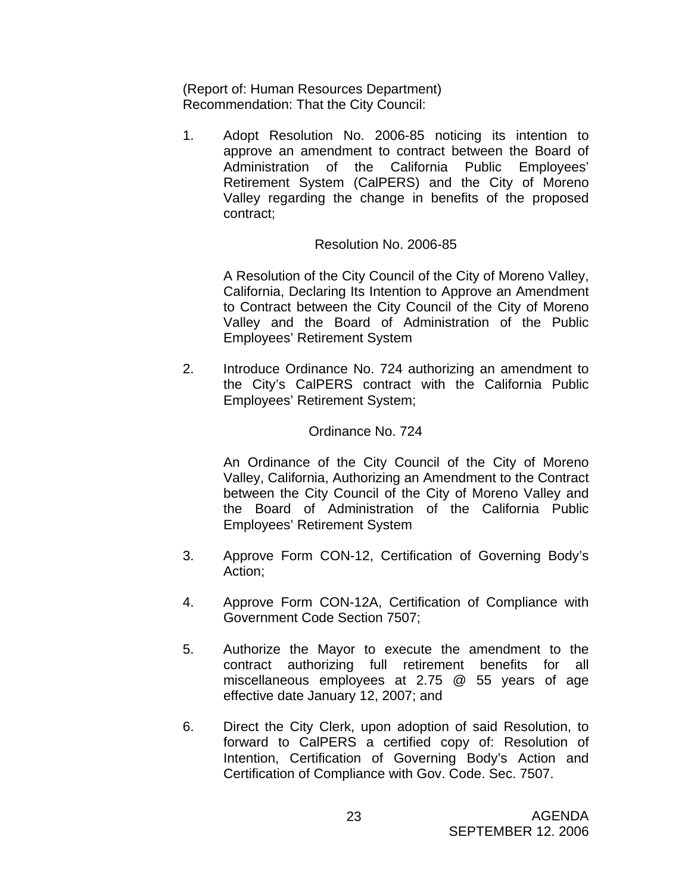(Report of: Human Resources Department)
Recommendation: That the City Council:

1. Adopt Resolution No. 2006-85 noticing its intention to approve an amendment to contract between the Board of Administration of the California Public Employees' Retirement System (CalPERS) and the City of Moreno Valley regarding the change in benefits of the proposed contract;

   Resolution No. 2006-85

   A Resolution of the City Council of the City of Moreno Valley, California, Declaring Its Intention to Approve an Amendment to Contract between the City Council of the City of Moreno Valley and the Board of Administration of the Public Employees' Retirement System

2. Introduce Ordinance No. 724 authorizing an amendment to the City's CalPERS contract with the California Public Employees' Retirement System;

   Ordinance No. 724

   An Ordinance of the City Council of the City of Moreno Valley, California, Authorizing an Amendment to the Contract between the City Council of the City of Moreno Valley and the Board of Administration of the California Public Employees' Retirement System

3. Approve Form CON-12, Certification of Governing Body's Action;

4. Approve Form CON-12A, Certification of Compliance with Government Code Section 7507;

5. Authorize the Mayor to execute the amendment to the contract authorizing full retirement benefits for all miscellaneous employees at 2.75 @ 55 years of age effective date January 12, 2007; and

6. Direct the City Clerk, upon adoption of said Resolution, to forward to CalPERS a certified copy of: Resolution of Intention, Certification of Governing Body's Action and Certification of Compliance with Gov. Code. Sec. 7507.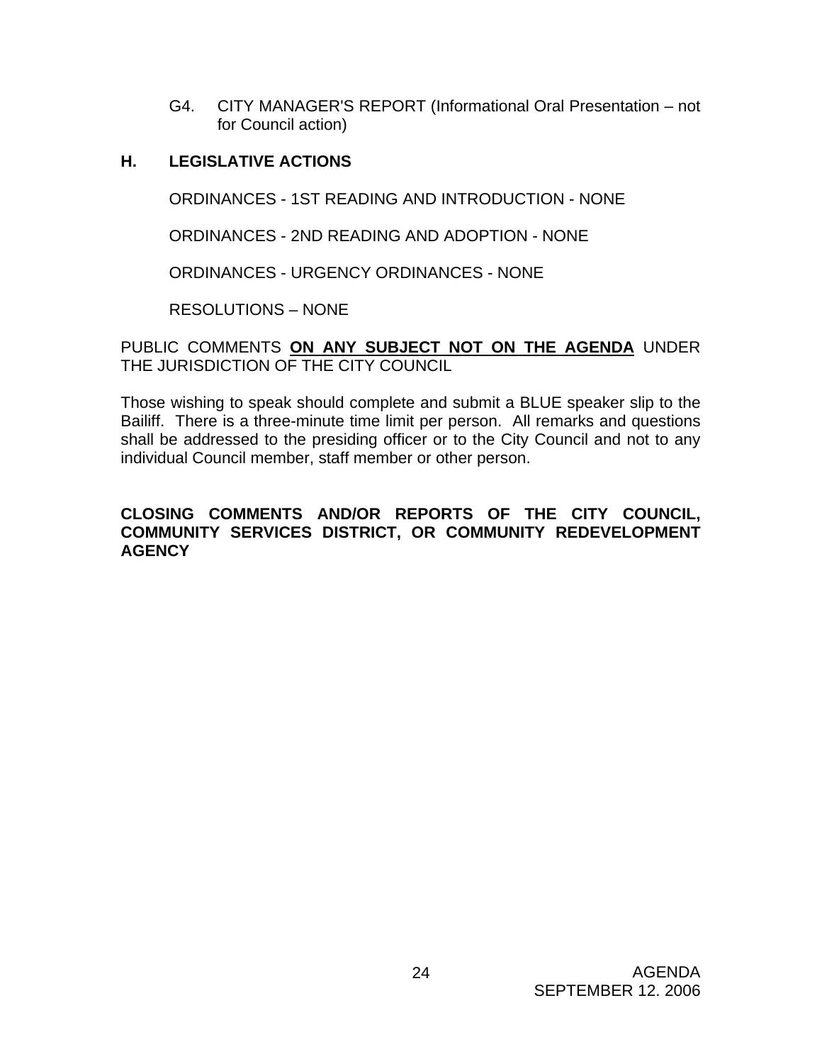G4. CITY MANAGER'S REPORT (Informational Oral Presentation – not for Council action)

## H. LEGISLATIVE ACTIONS

ORDINANCES - 1ST READING AND INTRODUCTION - NONE

ORDINANCES - 2ND READING AND ADOPTION - NONE

ORDINANCES - URGENCY ORDINANCES - NONE

RESOLUTIONS – NONE

PUBLIC COMMENTS **ON ANY SUBJECT NOT ON THE AGENDA** UNDER THE JURISDICTION OF THE CITY COUNCIL

Those wishing to speak should complete and submit a BLUE speaker slip to the Bailiff. There is a three-minute time limit per person. All remarks and questions shall be addressed to the presiding officer or to the City Council and not to any individual Council member, staff member or other person.

**CLOSING COMMENTS AND/OR REPORTS OF THE CITY COUNCIL, COMMUNITY SERVICES DISTRICT, OR COMMUNITY REDEVELOPMENT AGENCY**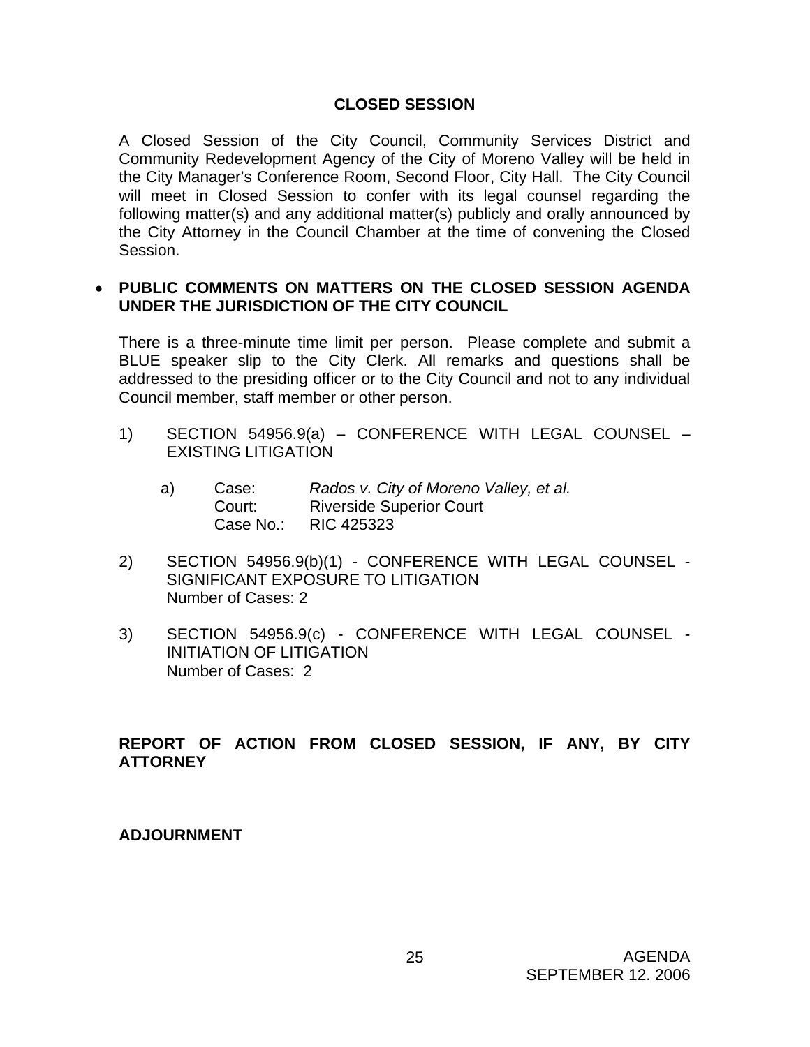## CLOSED SESSION

A Closed Session of the City Council, Community Services District and Community Redevelopment Agency of the City of Moreno Valley will be held in the City Manager's Conference Room, Second Floor, City Hall. The City Council will meet in Closed Session to confer with its legal counsel regarding the following matter(s) and any additional matter(s) publicly and orally announced by the City Attorney in the Council Chamber at the time of convening the Closed Session.

- **PUBLIC COMMENTS ON MATTERS ON THE CLOSED SESSION AGENDA UNDER THE JURISDICTION OF THE CITY COUNCIL**

  There is a three-minute time limit per person. Please complete and submit a BLUE speaker slip to the City Clerk. All remarks and questions shall be addressed to the presiding officer or to the City Council and not to any individual Council member, staff member or other person.

1) SECTION 54956.9(a) – CONFERENCE WITH LEGAL COUNSEL – EXISTING LITIGATION

   a) Case: *Rados v. City of Moreno Valley, et al.*
      Court: Riverside Superior Court
      Case No.: RIC 425323

2) SECTION 54956.9(b)(1) - CONFERENCE WITH LEGAL COUNSEL - SIGNIFICANT EXPOSURE TO LITIGATION
   Number of Cases: 2

3) SECTION 54956.9(c) - CONFERENCE WITH LEGAL COUNSEL - INITIATION OF LITIGATION
   Number of Cases: 2

**REPORT OF ACTION FROM CLOSED SESSION, IF ANY, BY CITY ATTORNEY**

**ADJOURNMENT**